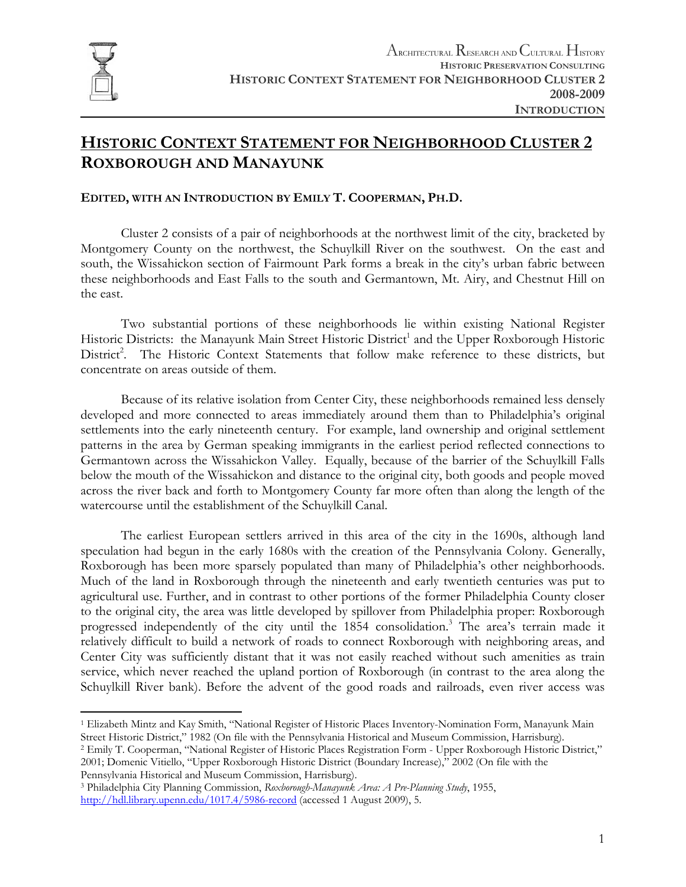# HISTORIC CONTEXT STATEMENT FOR NEIGHBORHOOD CLUSTER 2
## ROXBOROUGH AND MANAYUNK

**EDITED, WITH AN INTRODUCTION BY EMILY T. COOPERMAN, PH.D.**

Cluster 2 consists of a pair of neighborhoods at the northwest limit of the city, bracketed by Montgomery County on the northwest, the Schuylkill River on the southwest. On the east and south, the Wissahickon section of Fairmount Park forms a break in the city's urban fabric between these neighborhoods and East Falls to the south and Germantown, Mt. Airy, and Chestnut Hill on the east.

Two substantial portions of these neighborhoods lie within existing National Register Historic Districts: the Manayunk Main Street Historic District[1] and the Upper Roxborough Historic District[2]. The Historic Context Statements that follow make reference to these districts, but concentrate on areas outside of them.

Because of its relative isolation from Center City, these neighborhoods remained less densely developed and more connected to areas immediately around them than to Philadelphia's original settlements into the early nineteenth century. For example, land ownership and original settlement patterns in the area by German speaking immigrants in the earliest period reflected connections to Germantown across the Wissahickon Valley. Equally, because of the barrier of the Schuylkill Falls below the mouth of the Wissahickon and distance to the original city, both goods and people moved across the river back and forth to Montgomery County far more often than along the length of the watercourse until the establishment of the Schuylkill Canal.

The earliest European settlers arrived in this area of the city in the 1690s, although land speculation had begun in the early 1680s with the creation of the Pennsylvania Colony. Generally, Roxborough has been more sparsely populated than many of Philadelphia's other neighborhoods. Much of the land in Roxborough through the nineteenth and early twentieth centuries was put to agricultural use. Further, and in contrast to other portions of the former Philadelphia County closer to the original city, the area was little developed by spillover from Philadelphia proper: Roxborough progressed independently of the city until the 1854 consolidation.[3] The area's terrain made it relatively difficult to build a network of roads to connect Roxborough with neighboring areas, and Center City was sufficiently distant that it was not easily reached without such amenities as train service, which never reached the upland portion of Roxborough (in contrast to the area along the Schuylkill River bank). Before the advent of the good roads and railroads, even river access was

---

[1] Elizabeth Mintz and Kay Smith, "National Register of Historic Places Inventory-Nomination Form, Manayunk Main Street Historic District," 1982 (On file with the Pennsylvania Historical and Museum Commission, Harrisburg).

[2] Emily T. Cooperman, "National Register of Historic Places Registration Form - Upper Roxborough Historic District," 2001; Domenic Vitiello, "Upper Roxborough Historic District (Boundary Increase)," 2002 (On file with the Pennsylvania Historical and Museum Commission, Harrisburg).

[3] Philadelphia City Planning Commission, *Roxborough-Manayunk Area: A Pre-Planning Study*, 1955, http://hdl.library.upenn.edu/1017.4/5986-record (accessed 1 August 2009), 5.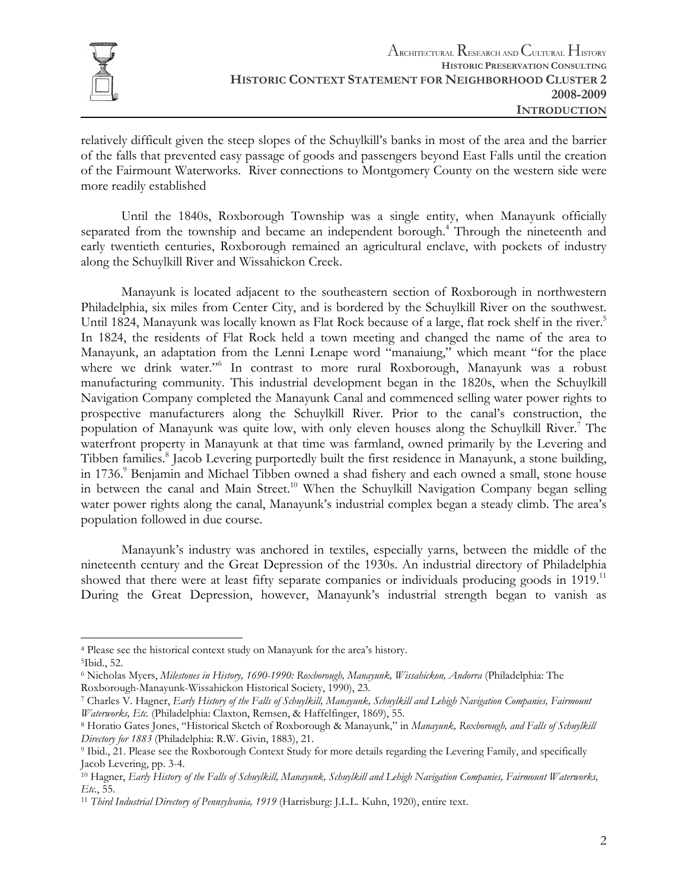relatively difficult given the steep slopes of the Schuylkill's banks in most of the area and the barrier of the falls that prevented easy passage of goods and passengers beyond East Falls until the creation of the Fairmount Waterworks. River connections to Montgomery County on the western side were more readily established

Until the 1840s, Roxborough Township was a single entity, when Manayunk officially separated from the township and became an independent borough.[4] Through the nineteenth and early twentieth centuries, Roxborough remained an agricultural enclave, with pockets of industry along the Schuylkill River and Wissahickon Creek.

Manayunk is located adjacent to the southeastern section of Roxborough in northwestern Philadelphia, six miles from Center City, and is bordered by the Schuylkill River on the southwest. Until 1824, Manayunk was locally known as Flat Rock because of a large, flat rock shelf in the river.[5] In 1824, the residents of Flat Rock held a town meeting and changed the name of the area to Manayunk, an adaptation from the Lenni Lenape word "manaiung," which meant "for the place where we drink water."[6] In contrast to more rural Roxborough, Manayunk was a robust manufacturing community. This industrial development began in the 1820s, when the Schuylkill Navigation Company completed the Manayunk Canal and commenced selling water power rights to prospective manufacturers along the Schuylkill River. Prior to the canal's construction, the population of Manayunk was quite low, with only eleven houses along the Schuylkill River.[7] The waterfront property in Manayunk at that time was farmland, owned primarily by the Levering and Tibben families.[8] Jacob Levering purportedly built the first residence in Manayunk, a stone building, in 1736.[9] Benjamin and Michael Tibben owned a shad fishery and each owned a small, stone house in between the canal and Main Street.[10] When the Schuylkill Navigation Company began selling water power rights along the canal, Manayunk's industrial complex began a steady climb. The area's population followed in due course.

Manayunk's industry was anchored in textiles, especially yarns, between the middle of the nineteenth century and the Great Depression of the 1930s. An industrial directory of Philadelphia showed that there were at least fifty separate companies or individuals producing goods in 1919.[11] During the Great Depression, however, Manayunk's industrial strength began to vanish as

---

[4] Please see the historical context study on Manayunk for the area's history.

[5] Ibid., 52.

[6] Nicholas Myers, *Milestones in History, 1690-1990: Roxborough, Manayunk, Wissahickon, Andorra* (Philadelphia: The Roxborough-Manayunk-Wissahickon Historical Society, 1990), 23.

[7] Charles V. Hagner, *Early History of the Falls of Schuylkill, Manayunk, Schuylkill and Lehigh Navigation Companies, Fairmount Waterworks, Etc.* (Philadelphia: Claxton, Remsen, & Haffelfinger, 1869), 55.

[8] Horatio Gates Jones, "Historical Sketch of Roxborough & Manayunk," in *Manayunk, Roxborough, and Falls of Schuylkill Directory for 1883* (Philadelphia: R.W. Givin, 1883), 21.

[9] Ibid., 21. Please see the Roxborough Context Study for more details regarding the Levering Family, and specifically Jacob Levering, pp. 3-4.

[10] Hagner, *Early History of the Falls of Schuylkill, Manayunk, Schuylkill and Lehigh Navigation Companies, Fairmount Waterworks, Etc.*, 55.

[11] *Third Industrial Directory of Pennsylvania, 1919* (Harrisburg: J.L.L. Kuhn, 1920), entire text.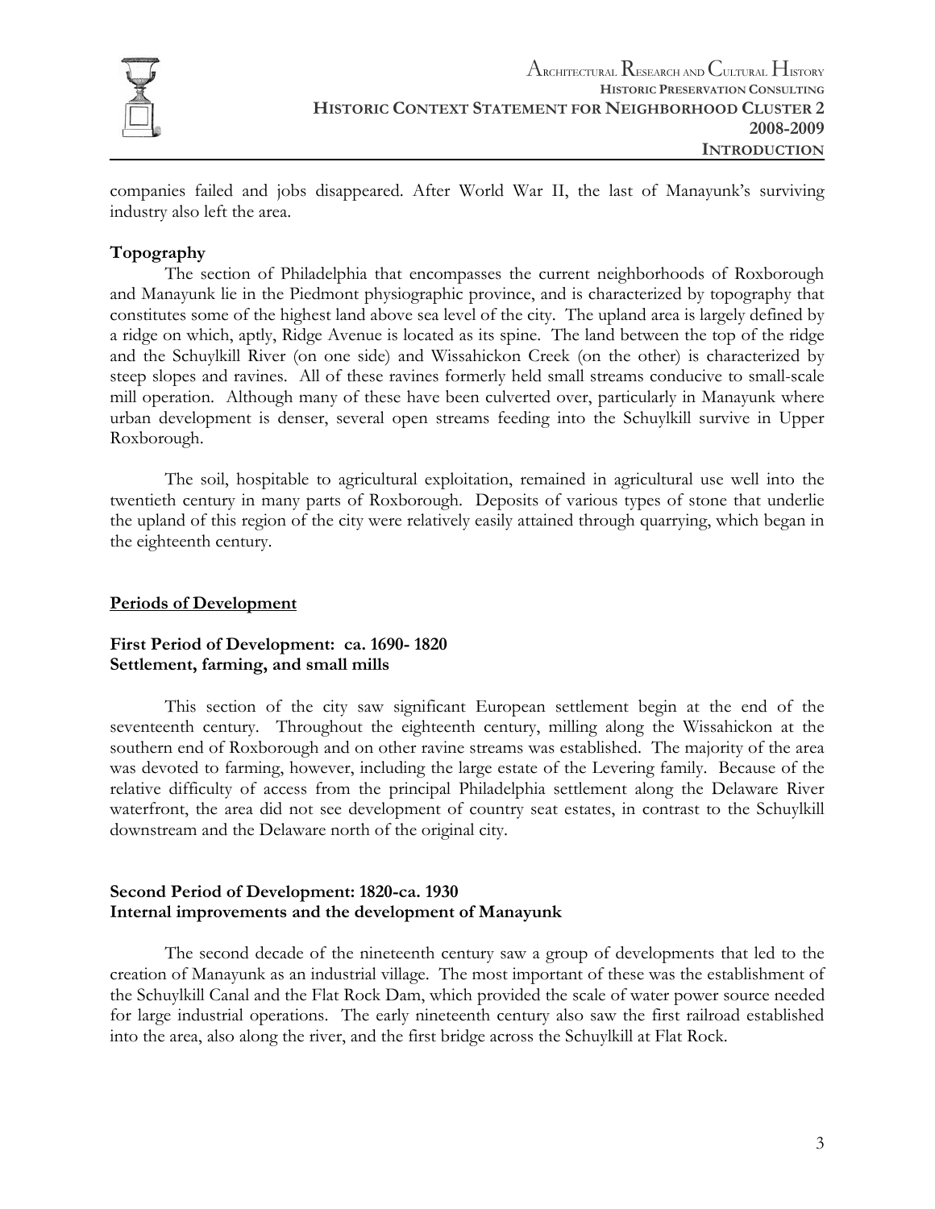companies failed and jobs disappeared. After World War II, the last of Manayunk's surviving industry also left the area.

**Topography**

The section of Philadelphia that encompasses the current neighborhoods of Roxborough and Manayunk lie in the Piedmont physiographic province, and is characterized by topography that constitutes some of the highest land above sea level of the city. The upland area is largely defined by a ridge on which, aptly, Ridge Avenue is located as its spine. The land between the top of the ridge and the Schuylkill River (on one side) and Wissahickon Creek (on the other) is characterized by steep slopes and ravines. All of these ravines formerly held small streams conducive to small-scale mill operation. Although many of these have been culverted over, particularly in Manayunk where urban development is denser, several open streams feeding into the Schuylkill survive in Upper Roxborough.

The soil, hospitable to agricultural exploitation, remained in agricultural use well into the twentieth century in many parts of Roxborough. Deposits of various types of stone that underlie the upland of this region of the city were relatively easily attained through quarrying, which began in the eighteenth century.

## Periods of Development

### First Period of Development: ca. 1690- 1820
### Settlement, farming, and small mills

This section of the city saw significant European settlement begin at the end of the seventeenth century. Throughout the eighteenth century, milling along the Wissahickon at the southern end of Roxborough and on other ravine streams was established. The majority of the area was devoted to farming, however, including the large estate of the Levering family. Because of the relative difficulty of access from the principal Philadelphia settlement along the Delaware River waterfront, the area did not see development of country seat estates, in contrast to the Schuylkill downstream and the Delaware north of the original city.

### Second Period of Development: 1820-ca. 1930
### Internal improvements and the development of Manayunk

The second decade of the nineteenth century saw a group of developments that led to the creation of Manayunk as an industrial village. The most important of these was the establishment of the Schuylkill Canal and the Flat Rock Dam, which provided the scale of water power source needed for large industrial operations. The early nineteenth century also saw the first railroad established into the area, also along the river, and the first bridge across the Schuylkill at Flat Rock.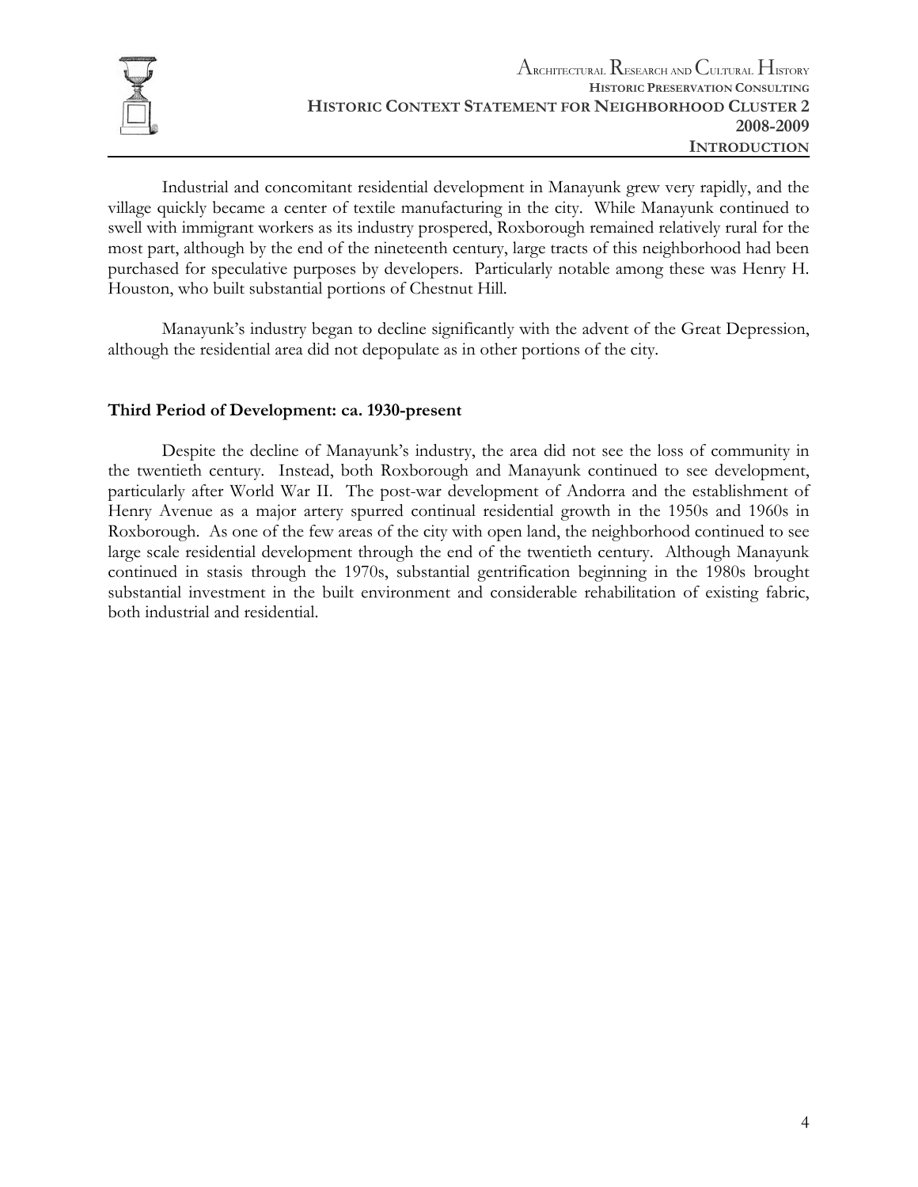Industrial and concomitant residential development in Manayunk grew very rapidly, and the village quickly became a center of textile manufacturing in the city. While Manayunk continued to swell with immigrant workers as its industry prospered, Roxborough remained relatively rural for the most part, although by the end of the nineteenth century, large tracts of this neighborhood had been purchased for speculative purposes by developers. Particularly notable among these was Henry H. Houston, who built substantial portions of Chestnut Hill.

Manayunk's industry began to decline significantly with the advent of the Great Depression, although the residential area did not depopulate as in other portions of the city.

### Third Period of Development: ca. 1930-present

Despite the decline of Manayunk's industry, the area did not see the loss of community in the twentieth century. Instead, both Roxborough and Manayunk continued to see development, particularly after World War II. The post-war development of Andorra and the establishment of Henry Avenue as a major artery spurred continual residential growth in the 1950s and 1960s in Roxborough. As one of the few areas of the city with open land, the neighborhood continued to see large scale residential development through the end of the twentieth century. Although Manayunk continued in stasis through the 1970s, substantial gentrification beginning in the 1980s brought substantial investment in the built environment and considerable rehabilitation of existing fabric, both industrial and residential.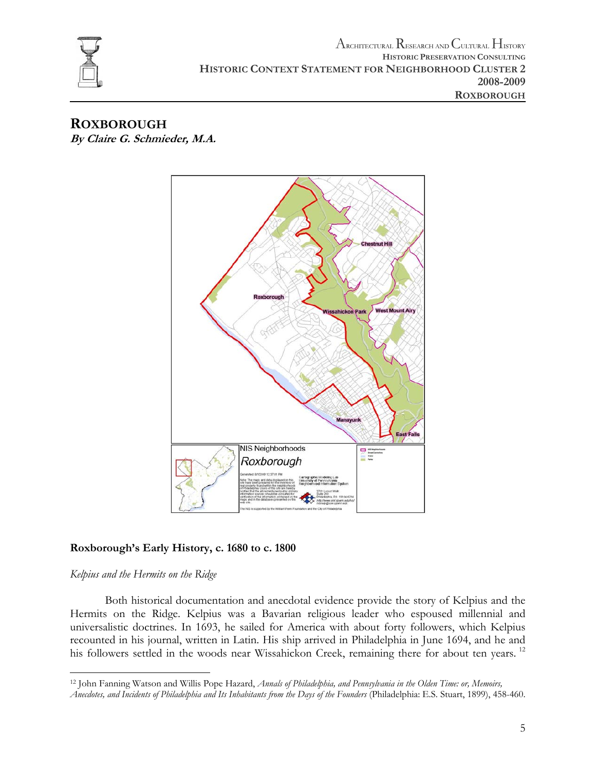# ROXBOROUGH

***By Claire G. Schmieder, M.A.***

## Roxborough's Early History, c. 1680 to c. 1800

*Kelpius and the Hermits on the Ridge*

Both historical documentation and anecdotal evidence provide the story of Kelpius and the Hermits on the Ridge. Kelpius was a Bavarian religious leader who espoused millennial and universalistic doctrines. In 1693, he sailed for America with about forty followers, which Kelpius recounted in his journal, written in Latin. His ship arrived in Philadelphia in June 1694, and he and his followers settled in the woods near Wissahickon Creek, remaining there for about ten years. [12]

---

[12] John Fanning Watson and Willis Pope Hazard, *Annals of Philadelphia, and Pennsylvania in the Olden Time: or, Memoirs, Anecdotes, and Incidents of Philadelphia and Its Inhabitants from the Days of the Founders* (Philadelphia: E.S. Stuart, 1899), 458-460.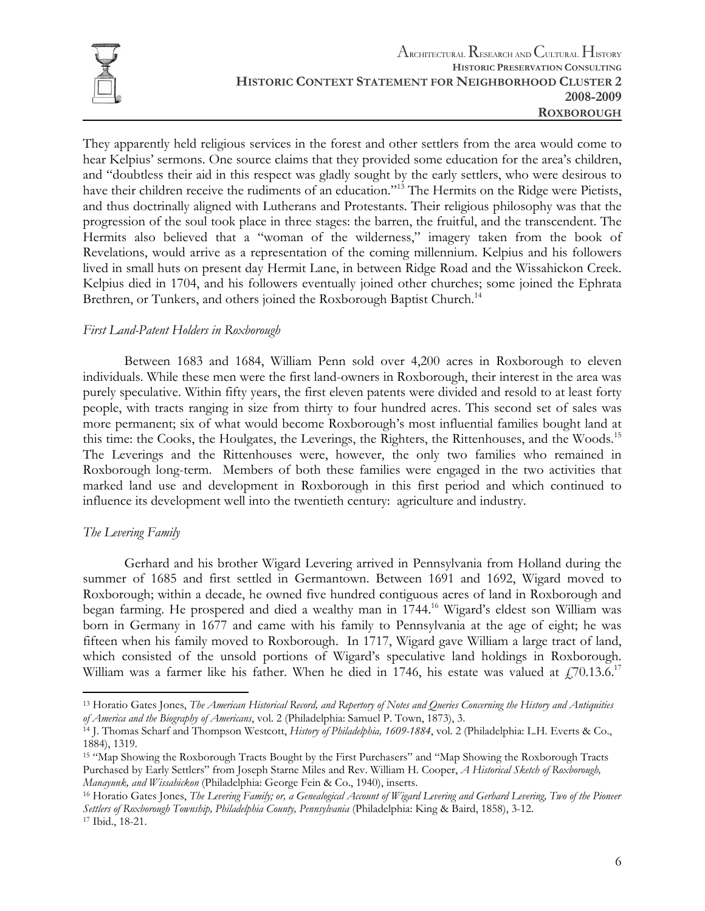They apparently held religious services in the forest and other settlers from the area would come to hear Kelpius' sermons. One source claims that they provided some education for the area's children, and "doubtless their aid in this respect was gladly sought by the early settlers, who were desirous to have their children receive the rudiments of an education."[13] The Hermits on the Ridge were Pietists, and thus doctrinally aligned with Lutherans and Protestants. Their religious philosophy was that the progression of the soul took place in three stages: the barren, the fruitful, and the transcendent. The Hermits also believed that a "woman of the wilderness," imagery taken from the book of Revelations, would arrive as a representation of the coming millennium. Kelpius and his followers lived in small huts on present day Hermit Lane, in between Ridge Road and the Wissahickon Creek. Kelpius died in 1704, and his followers eventually joined other churches; some joined the Ephrata Brethren, or Tunkers, and others joined the Roxborough Baptist Church.[14]

### *First Land-Patent Holders in Roxborough*

Between 1683 and 1684, William Penn sold over 4,200 acres in Roxborough to eleven individuals. While these men were the first land-owners in Roxborough, their interest in the area was purely speculative. Within fifty years, the first eleven patents were divided and resold to at least forty people, with tracts ranging in size from thirty to four hundred acres. This second set of sales was more permanent; six of what would become Roxborough's most influential families bought land at this time: the Cooks, the Houlgates, the Leverings, the Righters, the Rittenhouses, and the Woods.[15] The Leverings and the Rittenhouses were, however, the only two families who remained in Roxborough long-term. Members of both these families were engaged in the two activities that marked land use and development in Roxborough in this first period and which continued to influence its development well into the twentieth century: agriculture and industry.

### *The Levering Family*

Gerhard and his brother Wigard Levering arrived in Pennsylvania from Holland during the summer of 1685 and first settled in Germantown. Between 1691 and 1692, Wigard moved to Roxborough; within a decade, he owned five hundred contiguous acres of land in Roxborough and began farming. He prospered and died a wealthy man in 1744.[16] Wigard's eldest son William was born in Germany in 1677 and came with his family to Pennsylvania at the age of eight; he was fifteen when his family moved to Roxborough. In 1717, Wigard gave William a large tract of land, which consisted of the unsold portions of Wigard's speculative land holdings in Roxborough. William was a farmer like his father. When he died in 1746, his estate was valued at £70.13.6.[17]

---

[13] Horatio Gates Jones, *The American Historical Record, and Repertory of Notes and Queries Concerning the History and Antiquities of America and the Biography of Americans*, vol. 2 (Philadelphia: Samuel P. Town, 1873), 3.

[14] J. Thomas Scharf and Thompson Westcott, *History of Philadelphia, 1609-1884*, vol. 2 (Philadelphia: L.H. Everts & Co., 1884), 1319.

[15] "Map Showing the Roxborough Tracts Bought by the First Purchasers" and "Map Showing the Roxborough Tracts Purchased by Early Settlers" from Joseph Starne Miles and Rev. William H. Cooper, *A Historical Sketch of Roxborough, Manayunk, and Wissahickon* (Philadelphia: George Fein & Co., 1940), inserts.

[16] Horatio Gates Jones, *The Levering Family; or, a Genealogical Account of Wigard Levering and Gerhard Levering, Two of the Pioneer Settlers of Roxborough Township, Philadelphia County, Pennsylvania* (Philadelphia: King & Baird, 1858), 3-12.

[17] Ibid., 18-21.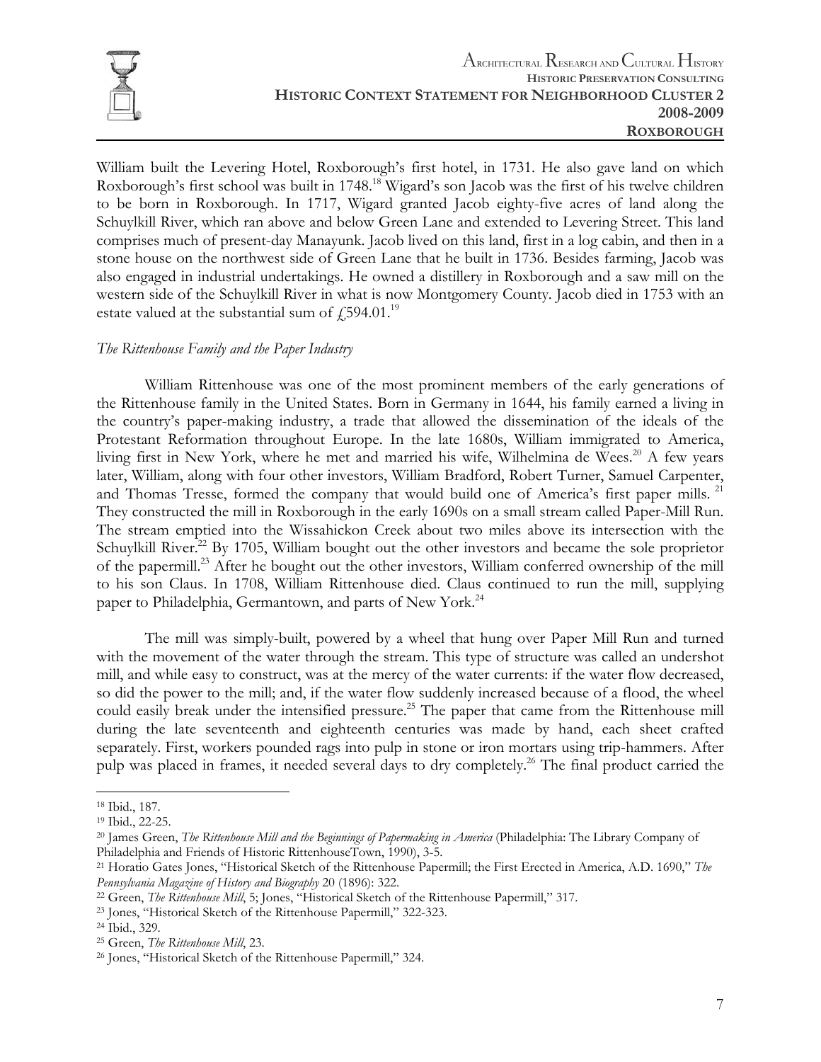William built the Levering Hotel, Roxborough's first hotel, in 1731. He also gave land on which Roxborough's first school was built in 1748.[18] Wigard's son Jacob was the first of his twelve children to be born in Roxborough. In 1717, Wigard granted Jacob eighty-five acres of land along the Schuylkill River, which ran above and below Green Lane and extended to Levering Street. This land comprises much of present-day Manayunk. Jacob lived on this land, first in a log cabin, and then in a stone house on the northwest side of Green Lane that he built in 1736. Besides farming, Jacob was also engaged in industrial undertakings. He owned a distillery in Roxborough and a saw mill on the western side of the Schuylkill River in what is now Montgomery County. Jacob died in 1753 with an estate valued at the substantial sum of £594.01.[19]

*The Rittenhouse Family and the Paper Industry*

William Rittenhouse was one of the most prominent members of the early generations of the Rittenhouse family in the United States. Born in Germany in 1644, his family earned a living in the country's paper-making industry, a trade that allowed the dissemination of the ideals of the Protestant Reformation throughout Europe. In the late 1680s, William immigrated to America, living first in New York, where he met and married his wife, Wilhelmina de Wees.[20] A few years later, William, along with four other investors, William Bradford, Robert Turner, Samuel Carpenter, and Thomas Tresse, formed the company that would build one of America's first paper mills.[21] They constructed the mill in Roxborough in the early 1690s on a small stream called Paper-Mill Run. The stream emptied into the Wissahickon Creek about two miles above its intersection with the Schuylkill River.[22] By 1705, William bought out the other investors and became the sole proprietor of the papermill.[23] After he bought out the other investors, William conferred ownership of the mill to his son Claus. In 1708, William Rittenhouse died. Claus continued to run the mill, supplying paper to Philadelphia, Germantown, and parts of New York.[24]

The mill was simply-built, powered by a wheel that hung over Paper Mill Run and turned with the movement of the water through the stream. This type of structure was called an undershot mill, and while easy to construct, was at the mercy of the water currents: if the water flow decreased, so did the power to the mill; and, if the water flow suddenly increased because of a flood, the wheel could easily break under the intensified pressure.[25] The paper that came from the Rittenhouse mill during the late seventeenth and eighteenth centuries was made by hand, each sheet crafted separately. First, workers pounded rags into pulp in stone or iron mortars using trip-hammers. After pulp was placed in frames, it needed several days to dry completely.[26] The final product carried the

---

[18] Ibid., 187.

[19] Ibid., 22-25.

[20] James Green, *The Rittenhouse Mill and the Beginnings of Papermaking in America* (Philadelphia: The Library Company of Philadelphia and Friends of Historic RittenhouseTown, 1990), 3-5.

[21] Horatio Gates Jones, "Historical Sketch of the Rittenhouse Papermill; the First Erected in America, A.D. 1690," *The Pennsylvania Magazine of History and Biography* 20 (1896): 322.

[22] Green, *The Rittenhouse Mill*, 5; Jones, "Historical Sketch of the Rittenhouse Papermill," 317.

[23] Jones, "Historical Sketch of the Rittenhouse Papermill," 322-323.

[24] Ibid., 329.

[25] Green, *The Rittenhouse Mill*, 23.

[26] Jones, "Historical Sketch of the Rittenhouse Papermill," 324.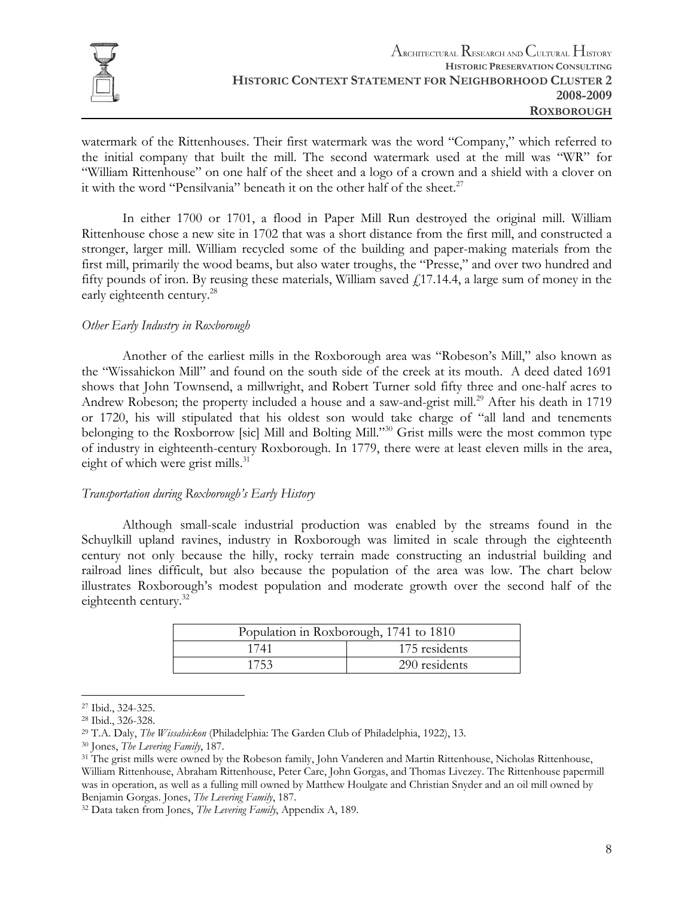watermark of the Rittenhouses. Their first watermark was the word "Company," which referred to the initial company that built the mill. The second watermark used at the mill was "WR" for "William Rittenhouse" on one half of the sheet and a logo of a crown and a shield with a clover on it with the word "Pensilvania" beneath it on the other half of the sheet.[27]

In either 1700 or 1701, a flood in Paper Mill Run destroyed the original mill. William Rittenhouse chose a new site in 1702 that was a short distance from the first mill, and constructed a stronger, larger mill. William recycled some of the building and paper-making materials from the first mill, primarily the wood beams, but also water troughs, the "Presse," and over two hundred and fifty pounds of iron. By reusing these materials, William saved £17.14.4, a large sum of money in the early eighteenth century.[28]

*Other Early Industry in Roxborough*

Another of the earliest mills in the Roxborough area was "Robeson's Mill," also known as the "Wissahickon Mill" and found on the south side of the creek at its mouth. A deed dated 1691 shows that John Townsend, a millwright, and Robert Turner sold fifty three and one-half acres to Andrew Robeson; the property included a house and a saw-and-grist mill.[29] After his death in 1719 or 1720, his will stipulated that his oldest son would take charge of "all land and tenements belonging to the Roxborrow [sic] Mill and Bolting Mill."[30] Grist mills were the most common type of industry in eighteenth-century Roxborough. In 1779, there were at least eleven mills in the area, eight of which were grist mills.[31]

*Transportation during Roxborough's Early History*

Although small-scale industrial production was enabled by the streams found in the Schuylkill upland ravines, industry in Roxborough was limited in scale through the eighteenth century not only because the hilly, rocky terrain made constructing an industrial building and railroad lines difficult, but also because the population of the area was low. The chart below illustrates Roxborough's modest population and moderate growth over the second half of the eighteenth century.[32]

| Population in Roxborough, 1741 to 1810 | |
|---|---|
| 1741 | 175 residents |
| 1753 | 290 residents |

---

[27] Ibid., 324-325.

[28] Ibid., 326-328.

[29] T.A. Daly, *The Wissahickon* (Philadelphia: The Garden Club of Philadelphia, 1922), 13.

[30] Jones, *The Levering Family*, 187.

[31] The grist mills were owned by the Robeson family, John Vanderen and Martin Rittenhouse, Nicholas Rittenhouse, William Rittenhouse, Abraham Rittenhouse, Peter Care, John Gorgas, and Thomas Livezey. The Rittenhouse papermill was in operation, as well as a fulling mill owned by Matthew Houlgate and Christian Snyder and an oil mill owned by Benjamin Gorgas. Jones, *The Levering Family*, 187.

[32] Data taken from Jones, *The Levering Family*, Appendix A, 189.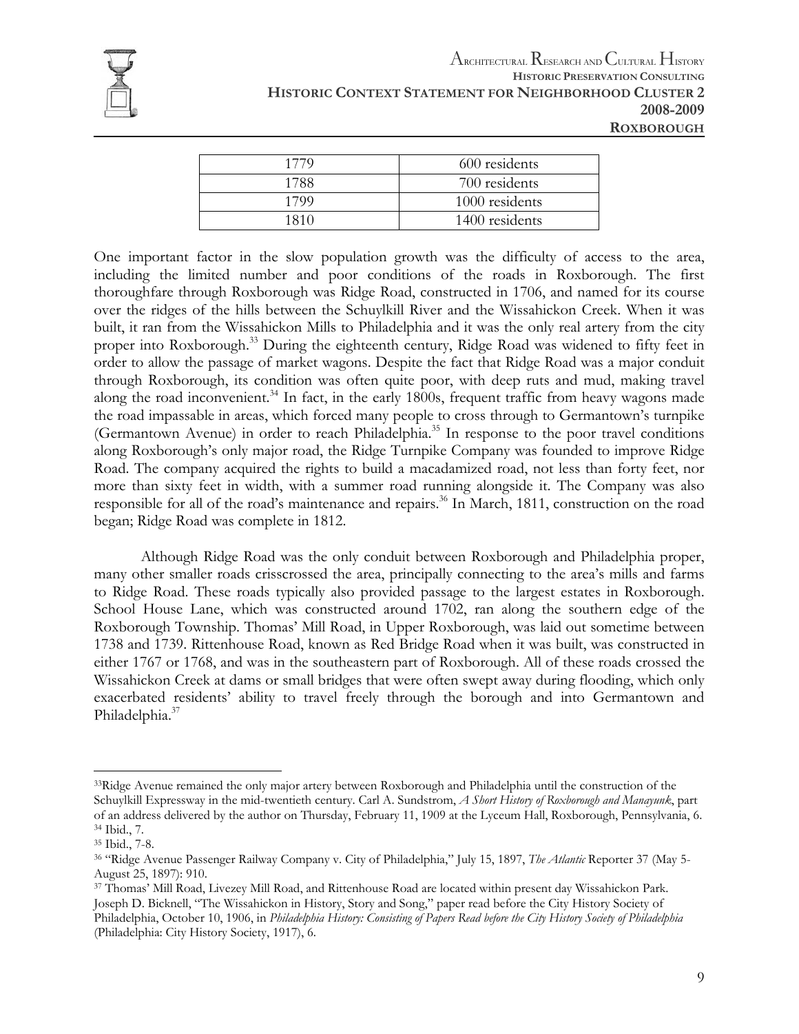| 1779 | 600 residents |
| --- | --- |
| 1788 | 700 residents |
| 1799 | 1000 residents |
| 1810 | 1400 residents |

One important factor in the slow population growth was the difficulty of access to the area, including the limited number and poor conditions of the roads in Roxborough. The first thoroughfare through Roxborough was Ridge Road, constructed in 1706, and named for its course over the ridges of the hills between the Schuylkill River and the Wissahickon Creek. When it was built, it ran from the Wissahickon Mills to Philadelphia and it was the only real artery from the city proper into Roxborough.[33] During the eighteenth century, Ridge Road was widened to fifty feet in order to allow the passage of market wagons. Despite the fact that Ridge Road was a major conduit through Roxborough, its condition was often quite poor, with deep ruts and mud, making travel along the road inconvenient.[34] In fact, in the early 1800s, frequent traffic from heavy wagons made the road impassable in areas, which forced many people to cross through to Germantown's turnpike (Germantown Avenue) in order to reach Philadelphia.[35] In response to the poor travel conditions along Roxborough's only major road, the Ridge Turnpike Company was founded to improve Ridge Road. The company acquired the rights to build a macadamized road, not less than forty feet, nor more than sixty feet in width, with a summer road running alongside it. The Company was also responsible for all of the road's maintenance and repairs.[36] In March, 1811, construction on the road began; Ridge Road was complete in 1812.

Although Ridge Road was the only conduit between Roxborough and Philadelphia proper, many other smaller roads crisscrossed the area, principally connecting to the area's mills and farms to Ridge Road. These roads typically also provided passage to the largest estates in Roxborough. School House Lane, which was constructed around 1702, ran along the southern edge of the Roxborough Township. Thomas' Mill Road, in Upper Roxborough, was laid out sometime between 1738 and 1739. Rittenhouse Road, known as Red Bridge Road when it was built, was constructed in either 1767 or 1768, and was in the southeastern part of Roxborough. All of these roads crossed the Wissahickon Creek at dams or small bridges that were often swept away during flooding, which only exacerbated residents' ability to travel freely through the borough and into Germantown and Philadelphia.[37]

---

[33] Ridge Avenue remained the only major artery between Roxborough and Philadelphia until the construction of the Schuylkill Expressway in the mid-twentieth century. Carl A. Sundstrom, *A Short History of Roxborough and Manayunk*, part of an address delivered by the author on Thursday, February 11, 1909 at the Lyceum Hall, Roxborough, Pennsylvania, 6.

[34] Ibid., 7.

[35] Ibid., 7-8.

[36] "Ridge Avenue Passenger Railway Company v. City of Philadelphia," July 15, 1897, *The Atlantic* Reporter 37 (May 5-August 25, 1897): 910.

[37] Thomas' Mill Road, Livezey Mill Road, and Rittenhouse Road are located within present day Wissahickon Park. Joseph D. Bicknell, "The Wissahickon in History, Story and Song," paper read before the City History Society of Philadelphia, October 10, 1906, in *Philadelphia History: Consisting of Papers Read before the City History Society of Philadelphia* (Philadelphia: City History Society, 1917), 6.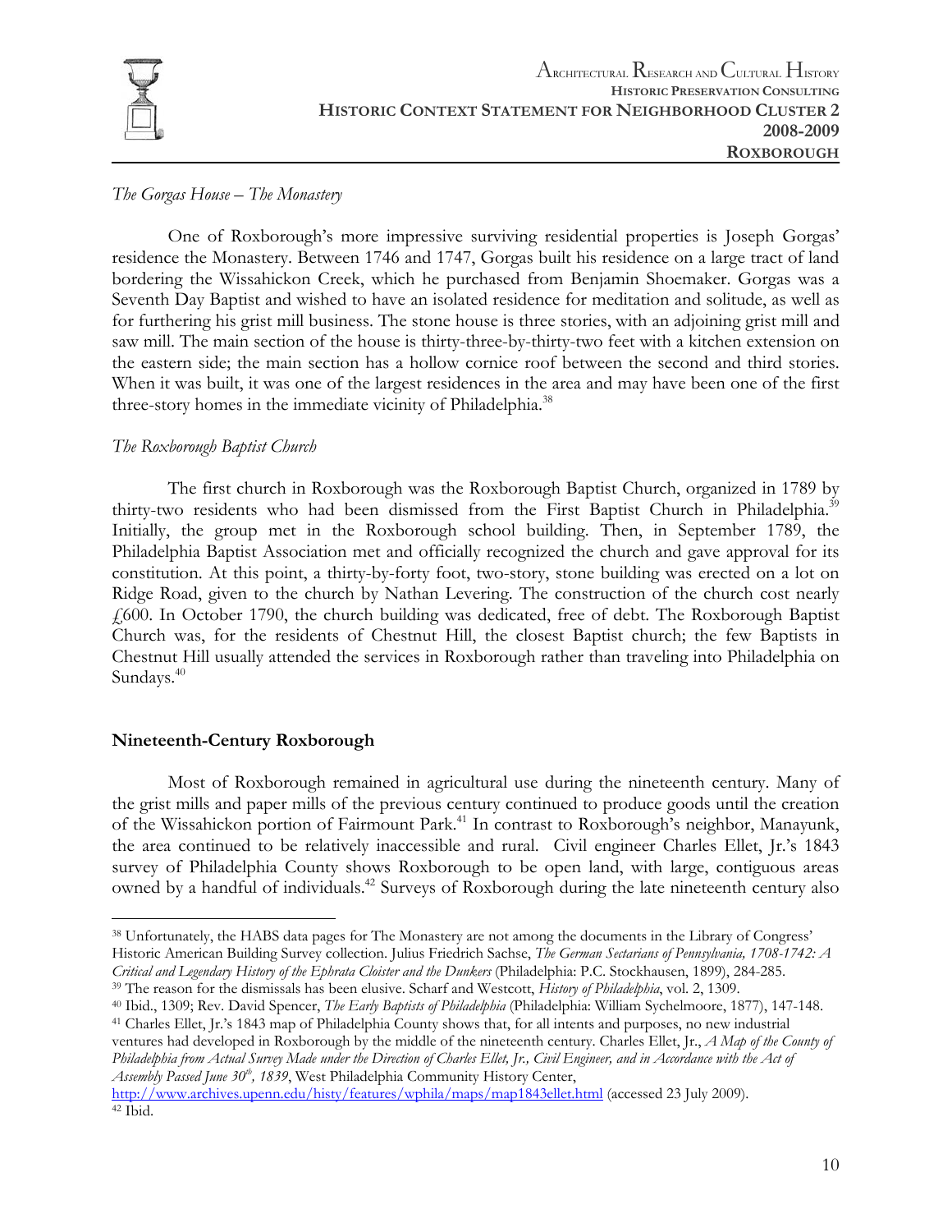*The Gorgas House – The Monastery*

One of Roxborough's more impressive surviving residential properties is Joseph Gorgas' residence the Monastery. Between 1746 and 1747, Gorgas built his residence on a large tract of land bordering the Wissahickon Creek, which he purchased from Benjamin Shoemaker. Gorgas was a Seventh Day Baptist and wished to have an isolated residence for meditation and solitude, as well as for furthering his grist mill business. The stone house is three stories, with an adjoining grist mill and saw mill. The main section of the house is thirty-three-by-thirty-two feet with a kitchen extension on the eastern side; the main section has a hollow cornice roof between the second and third stories. When it was built, it was one of the largest residences in the area and may have been one of the first three-story homes in the immediate vicinity of Philadelphia.[38]

*The Roxborough Baptist Church*

The first church in Roxborough was the Roxborough Baptist Church, organized in 1789 by thirty-two residents who had been dismissed from the First Baptist Church in Philadelphia.[39] Initially, the group met in the Roxborough school building. Then, in September 1789, the Philadelphia Baptist Association met and officially recognized the church and gave approval for its constitution. At this point, a thirty-by-forty foot, two-story, stone building was erected on a lot on Ridge Road, given to the church by Nathan Levering. The construction of the church cost nearly £600. In October 1790, the church building was dedicated, free of debt. The Roxborough Baptist Church was, for the residents of Chestnut Hill, the closest Baptist church; the few Baptists in Chestnut Hill usually attended the services in Roxborough rather than traveling into Philadelphia on Sundays.[40]

## Nineteenth-Century Roxborough

Most of Roxborough remained in agricultural use during the nineteenth century. Many of the grist mills and paper mills of the previous century continued to produce goods until the creation of the Wissahickon portion of Fairmount Park.[41] In contrast to Roxborough's neighbor, Manayunk, the area continued to be relatively inaccessible and rural. Civil engineer Charles Ellet, Jr.'s 1843 survey of Philadelphia County shows Roxborough to be open land, with large, contiguous areas owned by a handful of individuals.[42] Surveys of Roxborough during the late nineteenth century also

---

[38] Unfortunately, the HABS data pages for The Monastery are not among the documents in the Library of Congress' Historic American Building Survey collection. Julius Friedrich Sachse, *The German Sectarians of Pennsylvania, 1708-1742: A Critical and Legendary History of the Ephrata Cloister and the Dunkers* (Philadelphia: P.C. Stockhausen, 1899), 284-285.

[39] The reason for the dismissals has been elusive. Scharf and Westcott, *History of Philadelphia*, vol. 2, 1309.

[40] Ibid., 1309; Rev. David Spencer, *The Early Baptists of Philadelphia* (Philadelphia: William Sychelmoore, 1877), 147-148.

[41] Charles Ellet, Jr.'s 1843 map of Philadelphia County shows that, for all intents and purposes, no new industrial ventures had developed in Roxborough by the middle of the nineteenth century. Charles Ellet, Jr., *A Map of the County of Philadelphia from Actual Survey Made under the Direction of Charles Ellet, Jr., Civil Engineer, and in Accordance with the Act of Assembly Passed June 30th, 1839*, West Philadelphia Community History Center, http://www.archives.upenn.edu/histy/features/wphila/maps/map1843ellet.html (accessed 23 July 2009).

[42] Ibid.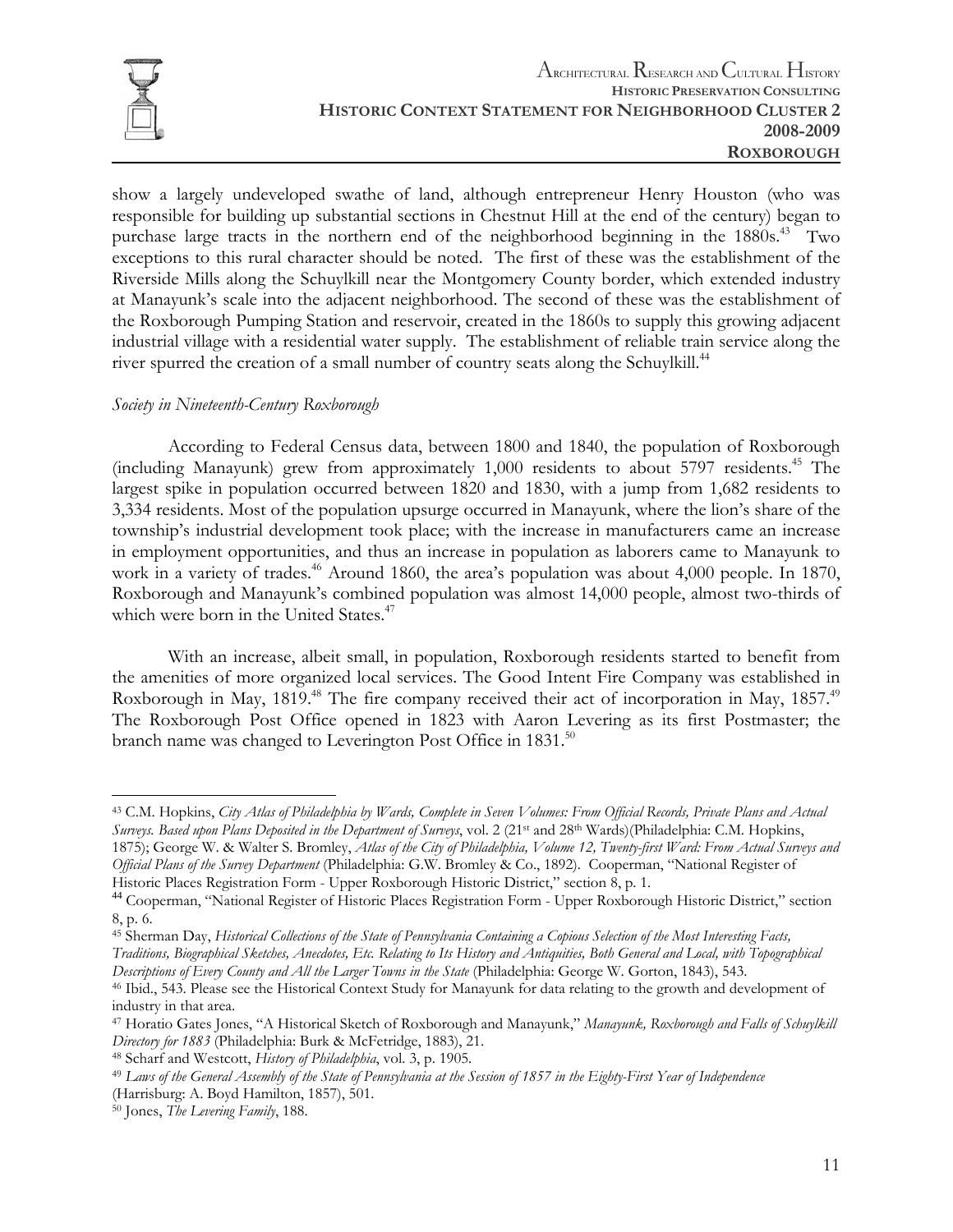show a largely undeveloped swathe of land, although entrepreneur Henry Houston (who was responsible for building up substantial sections in Chestnut Hill at the end of the century) began to purchase large tracts in the northern end of the neighborhood beginning in the 1880s.[43] Two exceptions to this rural character should be noted. The first of these was the establishment of the Riverside Mills along the Schuylkill near the Montgomery County border, which extended industry at Manayunk's scale into the adjacent neighborhood. The second of these was the establishment of the Roxborough Pumping Station and reservoir, created in the 1860s to supply this growing adjacent industrial village with a residential water supply. The establishment of reliable train service along the river spurred the creation of a small number of country seats along the Schuylkill.[44]

*Society in Nineteenth-Century Roxborough*

According to Federal Census data, between 1800 and 1840, the population of Roxborough (including Manayunk) grew from approximately 1,000 residents to about 5797 residents.[45] The largest spike in population occurred between 1820 and 1830, with a jump from 1,682 residents to 3,334 residents. Most of the population upsurge occurred in Manayunk, where the lion's share of the township's industrial development took place; with the increase in manufacturers came an increase in employment opportunities, and thus an increase in population as laborers came to Manayunk to work in a variety of trades.[46] Around 1860, the area's population was about 4,000 people. In 1870, Roxborough and Manayunk's combined population was almost 14,000 people, almost two-thirds of which were born in the United States.[47]

With an increase, albeit small, in population, Roxborough residents started to benefit from the amenities of more organized local services. The Good Intent Fire Company was established in Roxborough in May, 1819.[48] The fire company received their act of incorporation in May, 1857.[49] The Roxborough Post Office opened in 1823 with Aaron Levering as its first Postmaster; the branch name was changed to Leverington Post Office in 1831.[50]

---

[43] C.M. Hopkins, *City Atlas of Philadelphia by Wards, Complete in Seven Volumes: From Official Records, Private Plans and Actual Surveys. Based upon Plans Deposited in the Department of Surveys*, vol. 2 (21st and 28th Wards)(Philadelphia: C.M. Hopkins, 1875); George W. & Walter S. Bromley, *Atlas of the City of Philadelphia, Volume 12, Twenty-first Ward: From Actual Surveys and Official Plans of the Survey Department* (Philadelphia: G.W. Bromley & Co., 1892). Cooperman, "National Register of Historic Places Registration Form - Upper Roxborough Historic District," section 8, p. 1.

[44] Cooperman, "National Register of Historic Places Registration Form - Upper Roxborough Historic District," section 8, p. 6.

[45] Sherman Day, *Historical Collections of the State of Pennsylvania Containing a Copious Selection of the Most Interesting Facts, Traditions, Biographical Sketches, Anecdotes, Etc. Relating to Its History and Antiquities, Both General and Local, with Topographical Descriptions of Every County and All the Larger Towns in the State* (Philadelphia: George W. Gorton, 1843), 543.

[46] Ibid., 543. Please see the Historical Context Study for Manayunk for data relating to the growth and development of industry in that area.

[47] Horatio Gates Jones, "A Historical Sketch of Roxborough and Manayunk," *Manayunk, Roxborough and Falls of Schuylkill Directory for 1883* (Philadelphia: Burk & McFetridge, 1883), 21.

[48] Scharf and Westcott, *History of Philadelphia*, vol. 3, p. 1905.

[49] *Laws of the General Assembly of the State of Pennsylvania at the Session of 1857 in the Eighty-First Year of Independence* (Harrisburg: A. Boyd Hamilton, 1857), 501.

[50] Jones, *The Levering Family*, 188.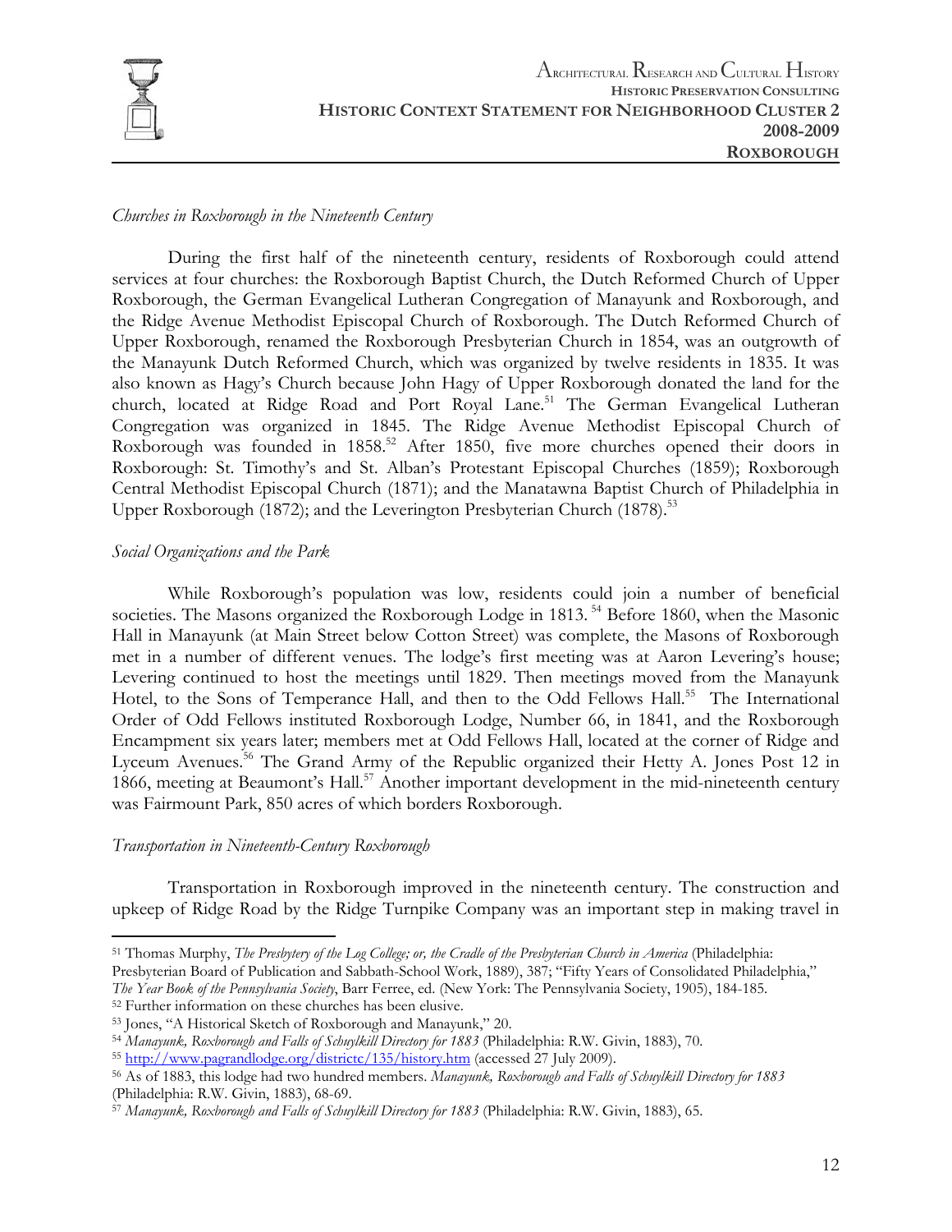*Churches in Roxborough in the Nineteenth Century*

During the first half of the nineteenth century, residents of Roxborough could attend services at four churches: the Roxborough Baptist Church, the Dutch Reformed Church of Upper Roxborough, the German Evangelical Lutheran Congregation of Manayunk and Roxborough, and the Ridge Avenue Methodist Episcopal Church of Roxborough. The Dutch Reformed Church of Upper Roxborough, renamed the Roxborough Presbyterian Church in 1854, was an outgrowth of the Manayunk Dutch Reformed Church, which was organized by twelve residents in 1835. It was also known as Hagy's Church because John Hagy of Upper Roxborough donated the land for the church, located at Ridge Road and Port Royal Lane.[51] The German Evangelical Lutheran Congregation was organized in 1845. The Ridge Avenue Methodist Episcopal Church of Roxborough was founded in 1858.[52] After 1850, five more churches opened their doors in Roxborough: St. Timothy's and St. Alban's Protestant Episcopal Churches (1859); Roxborough Central Methodist Episcopal Church (1871); and the Manatawna Baptist Church of Philadelphia in Upper Roxborough (1872); and the Leverington Presbyterian Church (1878).[53]

*Social Organizations and the Park*

While Roxborough's population was low, residents could join a number of beneficial societies. The Masons organized the Roxborough Lodge in 1813. [54] Before 1860, when the Masonic Hall in Manayunk (at Main Street below Cotton Street) was complete, the Masons of Roxborough met in a number of different venues. The lodge's first meeting was at Aaron Levering's house; Levering continued to host the meetings until 1829. Then meetings moved from the Manayunk Hotel, to the Sons of Temperance Hall, and then to the Odd Fellows Hall.[55] The International Order of Odd Fellows instituted Roxborough Lodge, Number 66, in 1841, and the Roxborough Encampment six years later; members met at Odd Fellows Hall, located at the corner of Ridge and Lyceum Avenues.[56] The Grand Army of the Republic organized their Hetty A. Jones Post 12 in 1866, meeting at Beaumont's Hall.[57] Another important development in the mid-nineteenth century was Fairmount Park, 850 acres of which borders Roxborough.

*Transportation in Nineteenth-Century Roxborough*

Transportation in Roxborough improved in the nineteenth century. The construction and upkeep of Ridge Road by the Ridge Turnpike Company was an important step in making travel in

---

[51] Thomas Murphy, *The Presbytery of the Log College; or, the Cradle of the Presbyterian Church in America* (Philadelphia: Presbyterian Board of Publication and Sabbath-School Work, 1889), 387; "Fifty Years of Consolidated Philadelphia," *The Year Book of the Pennsylvania Society*, Barr Ferree, ed. (New York: The Pennsylvania Society, 1905), 184-185.

[52] Further information on these churches has been elusive.

[53] Jones, "A Historical Sketch of Roxborough and Manayunk," 20.

[54] *Manayunk, Roxborough and Falls of Schuylkill Directory for 1883* (Philadelphia: R.W. Givin, 1883), 70.

[55] http://www.pagrandlodge.org/districtc/135/history.htm (accessed 27 July 2009).

[56] As of 1883, this lodge had two hundred members. *Manayunk, Roxborough and Falls of Schuylkill Directory for 1883* (Philadelphia: R.W. Givin, 1883), 68-69.

[57] *Manayunk, Roxborough and Falls of Schuylkill Directory for 1883* (Philadelphia: R.W. Givin, 1883), 65.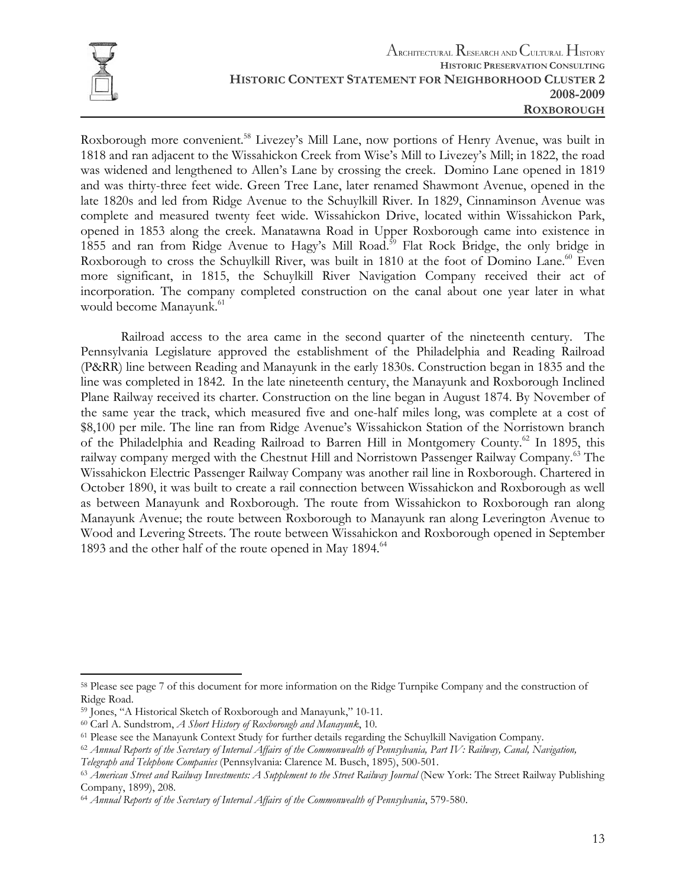Roxborough more convenient.[58] Livezey's Mill Lane, now portions of Henry Avenue, was built in 1818 and ran adjacent to the Wissahickon Creek from Wise's Mill to Livezey's Mill; in 1822, the road was widened and lengthened to Allen's Lane by crossing the creek. Domino Lane opened in 1819 and was thirty-three feet wide. Green Tree Lane, later renamed Shawmont Avenue, opened in the late 1820s and led from Ridge Avenue to the Schuylkill River. In 1829, Cinnaminson Avenue was complete and measured twenty feet wide. Wissahickon Drive, located within Wissahickon Park, opened in 1853 along the creek. Manatawna Road in Upper Roxborough came into existence in 1855 and ran from Ridge Avenue to Hagy's Mill Road.[59] Flat Rock Bridge, the only bridge in Roxborough to cross the Schuylkill River, was built in 1810 at the foot of Domino Lane.[60] Even more significant, in 1815, the Schuylkill River Navigation Company received their act of incorporation. The company completed construction on the canal about one year later in what would become Manayunk.[61]

Railroad access to the area came in the second quarter of the nineteenth century. The Pennsylvania Legislature approved the establishment of the Philadelphia and Reading Railroad (P&RR) line between Reading and Manayunk in the early 1830s. Construction began in 1835 and the line was completed in 1842. In the late nineteenth century, the Manayunk and Roxborough Inclined Plane Railway received its charter. Construction on the line began in August 1874. By November of the same year the track, which measured five and one-half miles long, was complete at a cost of $8,100 per mile. The line ran from Ridge Avenue's Wissahickon Station of the Norristown branch of the Philadelphia and Reading Railroad to Barren Hill in Montgomery County.[62] In 1895, this railway company merged with the Chestnut Hill and Norristown Passenger Railway Company.[63] The Wissahickon Electric Passenger Railway Company was another rail line in Roxborough. Chartered in October 1890, it was built to create a rail connection between Wissahickon and Roxborough as well as between Manayunk and Roxborough. The route from Wissahickon to Roxborough ran along Manayunk Avenue; the route between Roxborough to Manayunk ran along Leverington Avenue to Wood and Levering Streets. The route between Wissahickon and Roxborough opened in September 1893 and the other half of the route opened in May 1894.[64]

---

[58] Please see page 7 of this document for more information on the Ridge Turnpike Company and the construction of Ridge Road.

[59] Jones, "A Historical Sketch of Roxborough and Manayunk," 10-11.

[60] Carl A. Sundstrom, *A Short History of Roxborough and Manayunk*, 10.

[61] Please see the Manayunk Context Study for further details regarding the Schuylkill Navigation Company.

[62] *Annual Reports of the Secretary of Internal Affairs of the Commonwealth of Pennsylvania, Part IV: Railway, Canal, Navigation, Telegraph and Telephone Companies* (Pennsylvania: Clarence M. Busch, 1895), 500-501.

[63] *American Street and Railway Investments: A Supplement to the Street Railway Journal* (New York: The Street Railway Publishing Company, 1899), 208.

[64] *Annual Reports of the Secretary of Internal Affairs of the Commonwealth of Pennsylvania*, 579-580.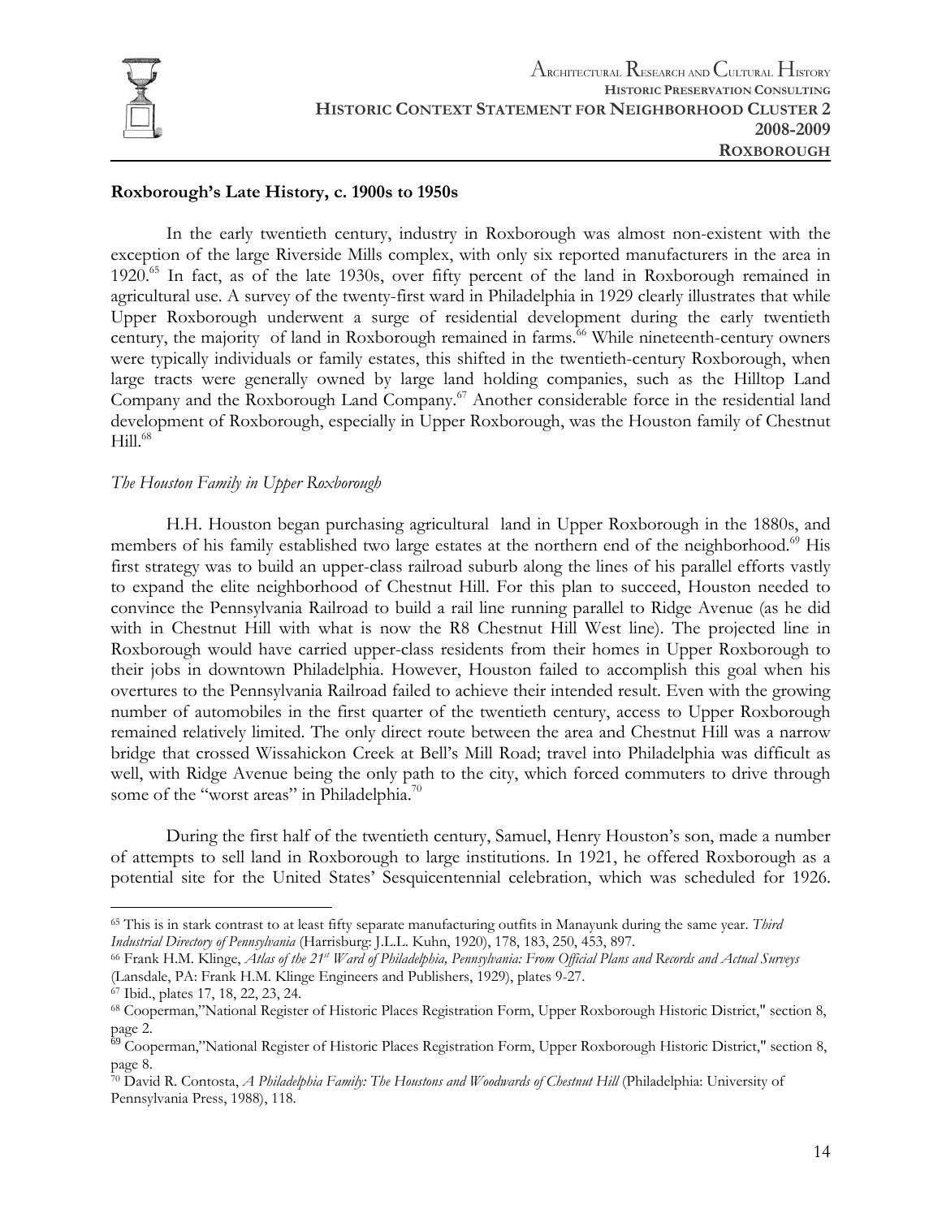## Roxborough's Late History, c. 1900s to 1950s

In the early twentieth century, industry in Roxborough was almost non-existent with the exception of the large Riverside Mills complex, with only six reported manufacturers in the area in 1920.[65] In fact, as of the late 1930s, over fifty percent of the land in Roxborough remained in agricultural use. A survey of the twenty-first ward in Philadelphia in 1929 clearly illustrates that while Upper Roxborough underwent a surge of residential development during the early twentieth century, the majority of land in Roxborough remained in farms.[66] While nineteenth-century owners were typically individuals or family estates, this shifted in the twentieth-century Roxborough, when large tracts were generally owned by large land holding companies, such as the Hilltop Land Company and the Roxborough Land Company.[67] Another considerable force in the residential land development of Roxborough, especially in Upper Roxborough, was the Houston family of Chestnut Hill.[68]

### *The Houston Family in Upper Roxborough*

H.H. Houston began purchasing agricultural land in Upper Roxborough in the 1880s, and members of his family established two large estates at the northern end of the neighborhood.[69] His first strategy was to build an upper-class railroad suburb along the lines of his parallel efforts vastly to expand the elite neighborhood of Chestnut Hill. For this plan to succeed, Houston needed to convince the Pennsylvania Railroad to build a rail line running parallel to Ridge Avenue (as he did with in Chestnut Hill with what is now the R8 Chestnut Hill West line). The projected line in Roxborough would have carried upper-class residents from their homes in Upper Roxborough to their jobs in downtown Philadelphia. However, Houston failed to accomplish this goal when his overtures to the Pennsylvania Railroad failed to achieve their intended result. Even with the growing number of automobiles in the first quarter of the twentieth century, access to Upper Roxborough remained relatively limited. The only direct route between the area and Chestnut Hill was a narrow bridge that crossed Wissahickon Creek at Bell's Mill Road; travel into Philadelphia was difficult as well, with Ridge Avenue being the only path to the city, which forced commuters to drive through some of the "worst areas" in Philadelphia.[70]

During the first half of the twentieth century, Samuel, Henry Houston's son, made a number of attempts to sell land in Roxborough to large institutions. In 1921, he offered Roxborough as a potential site for the United States' Sesquicentennial celebration, which was scheduled for 1926.

---

[65] This is in stark contrast to at least fifty separate manufacturing outfits in Manayunk during the same year. *Third Industrial Directory of Pennsylvania* (Harrisburg: J.L.L. Kuhn, 1920), 178, 183, 250, 453, 897.

[66] Frank H.M. Klinge, *Atlas of the 21st Ward of Philadelphia, Pennsylvania: From Official Plans and Records and Actual Surveys* (Lansdale, PA: Frank H.M. Klinge Engineers and Publishers, 1929), plates 9-27.

[67] Ibid., plates 17, 18, 22, 23, 24.

[68] Cooperman,"National Register of Historic Places Registration Form, Upper Roxborough Historic District," section 8, page 2.

[69] Cooperman,"National Register of Historic Places Registration Form, Upper Roxborough Historic District," section 8, page 8.

[70] David R. Contosta, *A Philadelphia Family: The Houstons and Woodwards of Chestnut Hill* (Philadelphia: University of Pennsylvania Press, 1988), 118.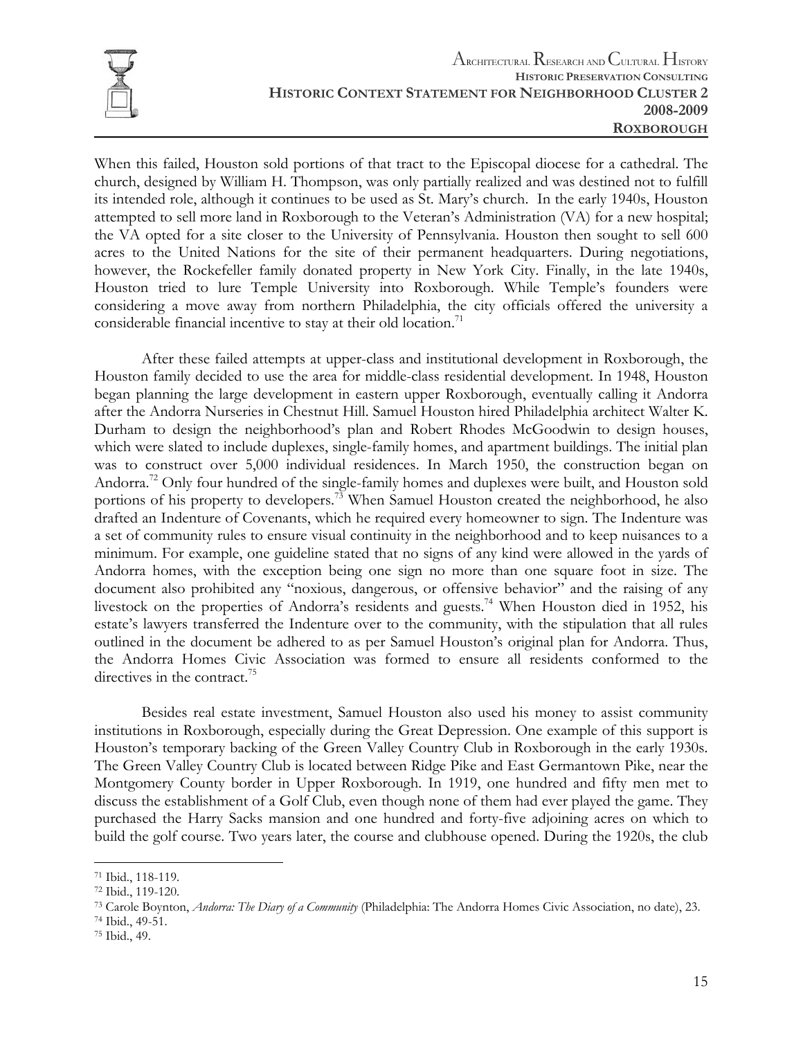When this failed, Houston sold portions of that tract to the Episcopal diocese for a cathedral. The church, designed by William H. Thompson, was only partially realized and was destined not to fulfill its intended role, although it continues to be used as St. Mary's church. In the early 1940s, Houston attempted to sell more land in Roxborough to the Veteran's Administration (VA) for a new hospital; the VA opted for a site closer to the University of Pennsylvania. Houston then sought to sell 600 acres to the United Nations for the site of their permanent headquarters. During negotiations, however, the Rockefeller family donated property in New York City. Finally, in the late 1940s, Houston tried to lure Temple University into Roxborough. While Temple's founders were considering a move away from northern Philadelphia, the city officials offered the university a considerable financial incentive to stay at their old location.[71]

After these failed attempts at upper-class and institutional development in Roxborough, the Houston family decided to use the area for middle-class residential development. In 1948, Houston began planning the large development in eastern upper Roxborough, eventually calling it Andorra after the Andorra Nurseries in Chestnut Hill. Samuel Houston hired Philadelphia architect Walter K. Durham to design the neighborhood's plan and Robert Rhodes McGoodwin to design houses, which were slated to include duplexes, single-family homes, and apartment buildings. The initial plan was to construct over 5,000 individual residences. In March 1950, the construction began on Andorra.[72] Only four hundred of the single-family homes and duplexes were built, and Houston sold portions of his property to developers.[73] When Samuel Houston created the neighborhood, he also drafted an Indenture of Covenants, which he required every homeowner to sign. The Indenture was a set of community rules to ensure visual continuity in the neighborhood and to keep nuisances to a minimum. For example, one guideline stated that no signs of any kind were allowed in the yards of Andorra homes, with the exception being one sign no more than one square foot in size. The document also prohibited any "noxious, dangerous, or offensive behavior" and the raising of any livestock on the properties of Andorra's residents and guests.[74] When Houston died in 1952, his estate's lawyers transferred the Indenture over to the community, with the stipulation that all rules outlined in the document be adhered to as per Samuel Houston's original plan for Andorra. Thus, the Andorra Homes Civic Association was formed to ensure all residents conformed to the directives in the contract.[75]

Besides real estate investment, Samuel Houston also used his money to assist community institutions in Roxborough, especially during the Great Depression. One example of this support is Houston's temporary backing of the Green Valley Country Club in Roxborough in the early 1930s. The Green Valley Country Club is located between Ridge Pike and East Germantown Pike, near the Montgomery County border in Upper Roxborough. In 1919, one hundred and fifty men met to discuss the establishment of a Golf Club, even though none of them had ever played the game. They purchased the Harry Sacks mansion and one hundred and forty-five adjoining acres on which to build the golf course. Two years later, the course and clubhouse opened. During the 1920s, the club

---

[71] Ibid., 118-119.

[72] Ibid., 119-120.

[73] Carole Boynton, *Andorra: The Diary of a Community* (Philadelphia: The Andorra Homes Civic Association, no date), 23.

[74] Ibid., 49-51.

[75] Ibid., 49.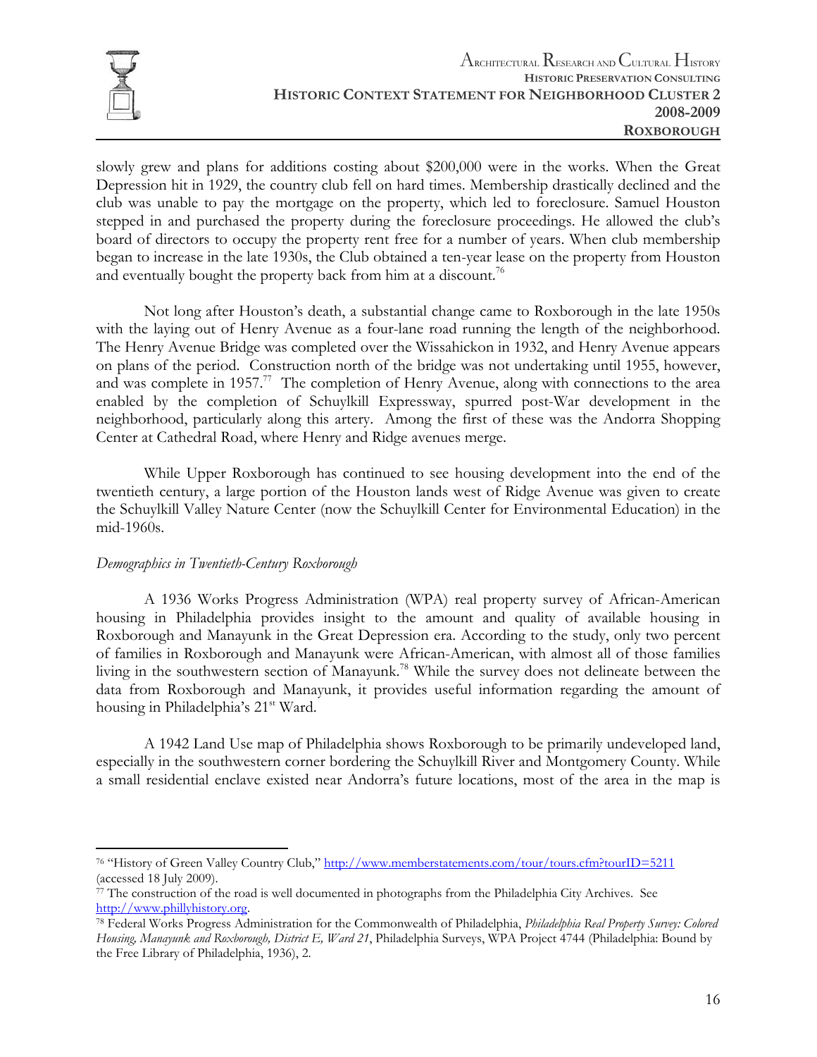slowly grew and plans for additions costing about $200,000 were in the works. When the Great Depression hit in 1929, the country club fell on hard times. Membership drastically declined and the club was unable to pay the mortgage on the property, which led to foreclosure. Samuel Houston stepped in and purchased the property during the foreclosure proceedings. He allowed the club's board of directors to occupy the property rent free for a number of years. When club membership began to increase in the late 1930s, the Club obtained a ten-year lease on the property from Houston and eventually bought the property back from him at a discount.[76]

Not long after Houston's death, a substantial change came to Roxborough in the late 1950s with the laying out of Henry Avenue as a four-lane road running the length of the neighborhood. The Henry Avenue Bridge was completed over the Wissahickon in 1932, and Henry Avenue appears on plans of the period. Construction north of the bridge was not undertaking until 1955, however, and was complete in 1957.[77] The completion of Henry Avenue, along with connections to the area enabled by the completion of Schuylkill Expressway, spurred post-War development in the neighborhood, particularly along this artery. Among the first of these was the Andorra Shopping Center at Cathedral Road, where Henry and Ridge avenues merge.

While Upper Roxborough has continued to see housing development into the end of the twentieth century, a large portion of the Houston lands west of Ridge Avenue was given to create the Schuylkill Valley Nature Center (now the Schuylkill Center for Environmental Education) in the mid-1960s.

*Demographics in Twentieth-Century Roxborough*

A 1936 Works Progress Administration (WPA) real property survey of African-American housing in Philadelphia provides insight to the amount and quality of available housing in Roxborough and Manayunk in the Great Depression era. According to the study, only two percent of families in Roxborough and Manayunk were African-American, with almost all of those families living in the southwestern section of Manayunk.[78] While the survey does not delineate between the data from Roxborough and Manayunk, it provides useful information regarding the amount of housing in Philadelphia's 21st Ward.

A 1942 Land Use map of Philadelphia shows Roxborough to be primarily undeveloped land, especially in the southwestern corner bordering the Schuylkill River and Montgomery County. While a small residential enclave existed near Andorra's future locations, most of the area in the map is

---

[76] "History of Green Valley Country Club," http://www.memberstatements.com/tour/tours.cfm?tourID=5211 (accessed 18 July 2009).

[77] The construction of the road is well documented in photographs from the Philadelphia City Archives. See http://www.phillyhistory.org.

[78] Federal Works Progress Administration for the Commonwealth of Philadelphia, *Philadelphia Real Property Survey: Colored Housing, Manayunk and Roxborough, District E, Ward 21*, Philadelphia Surveys, WPA Project 4744 (Philadelphia: Bound by the Free Library of Philadelphia, 1936), 2.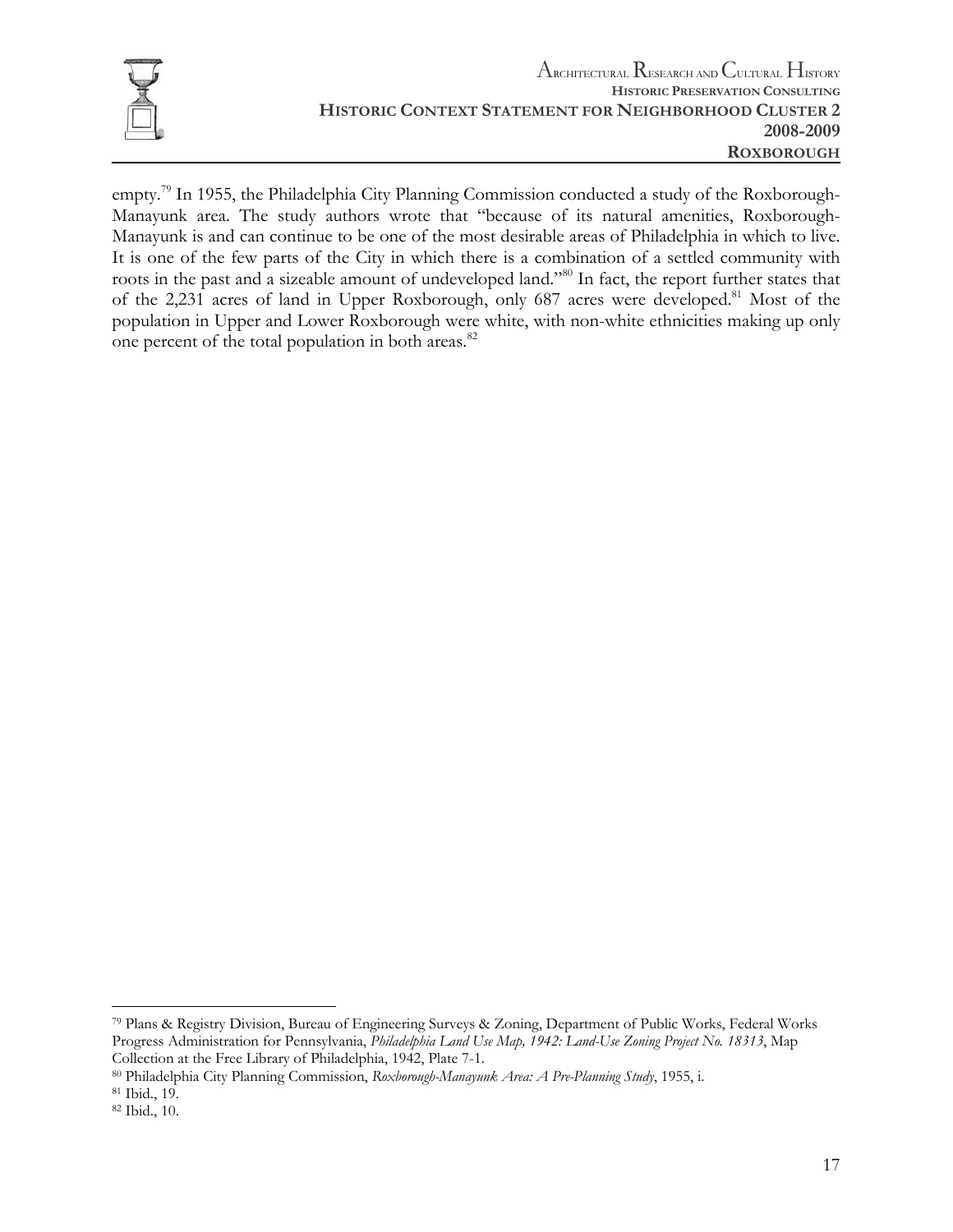empty.[79] In 1955, the Philadelphia City Planning Commission conducted a study of the Roxborough-Manayunk area. The study authors wrote that "because of its natural amenities, Roxborough-Manayunk is and can continue to be one of the most desirable areas of Philadelphia in which to live. It is one of the few parts of the City in which there is a combination of a settled community with roots in the past and a sizeable amount of undeveloped land."[80] In fact, the report further states that of the 2,231 acres of land in Upper Roxborough, only 687 acres were developed.[81] Most of the population in Upper and Lower Roxborough were white, with non-white ethnicities making up only one percent of the total population in both areas.[82]

---

[79] Plans & Registry Division, Bureau of Engineering Surveys & Zoning, Department of Public Works, Federal Works Progress Administration for Pennsylvania, *Philadelphia Land Use Map, 1942: Land-Use Zoning Project No. 18313*, Map Collection at the Free Library of Philadelphia, 1942, Plate 7-1.

[80] Philadelphia City Planning Commission, *Roxborough-Manayunk Area: A Pre-Planning Study*, 1955, i.

[81] Ibid., 19.

[82] Ibid., 10.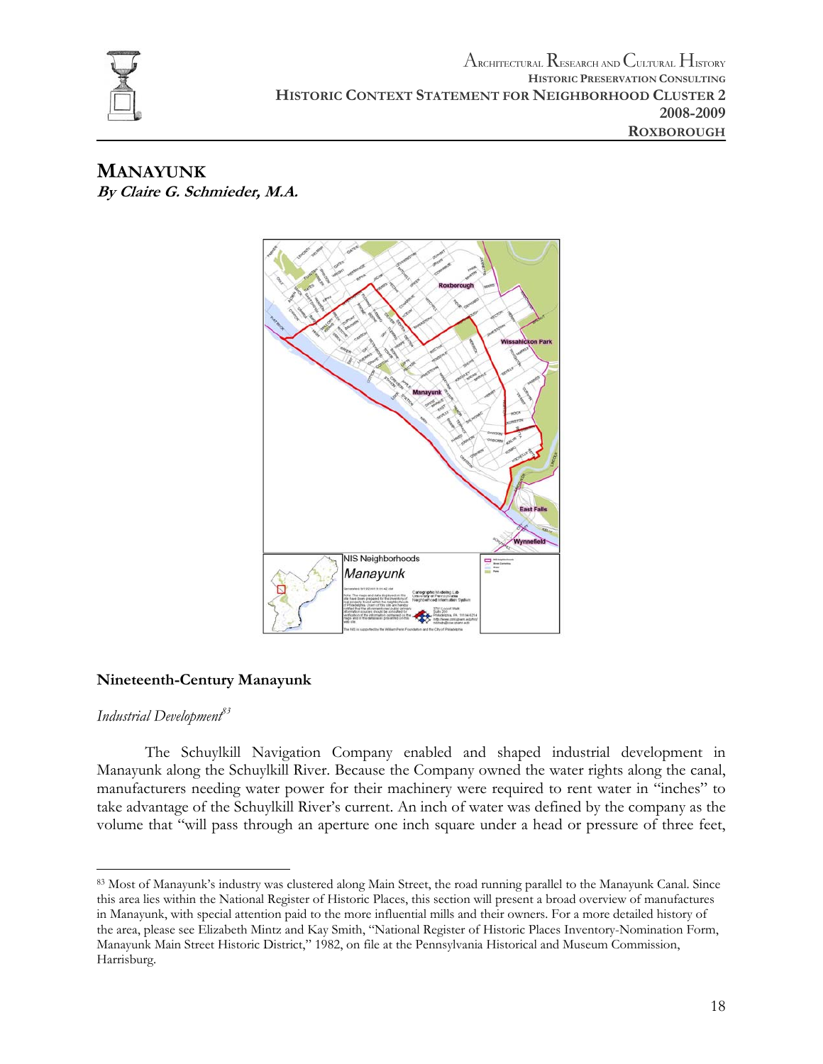## MANAYUNK

***By Claire G. Schmieder, M.A.***

## Nineteenth-Century Manayunk

*Industrial Development*[83]

The Schuylkill Navigation Company enabled and shaped industrial development in Manayunk along the Schuylkill River. Because the Company owned the water rights along the canal, manufacturers needing water power for their machinery were required to rent water in "inches" to take advantage of the Schuylkill River's current. An inch of water was defined by the company as the volume that "will pass through an aperture one inch square under a head or pressure of three feet,

---

[83] Most of Manayunk's industry was clustered along Main Street, the road running parallel to the Manayunk Canal. Since this area lies within the National Register of Historic Places, this section will present a broad overview of manufactures in Manayunk, with special attention paid to the more influential mills and their owners. For a more detailed history of the area, please see Elizabeth Mintz and Kay Smith, "National Register of Historic Places Inventory-Nomination Form, Manayunk Main Street Historic District," 1982, on file at the Pennsylvania Historical and Museum Commission, Harrisburg.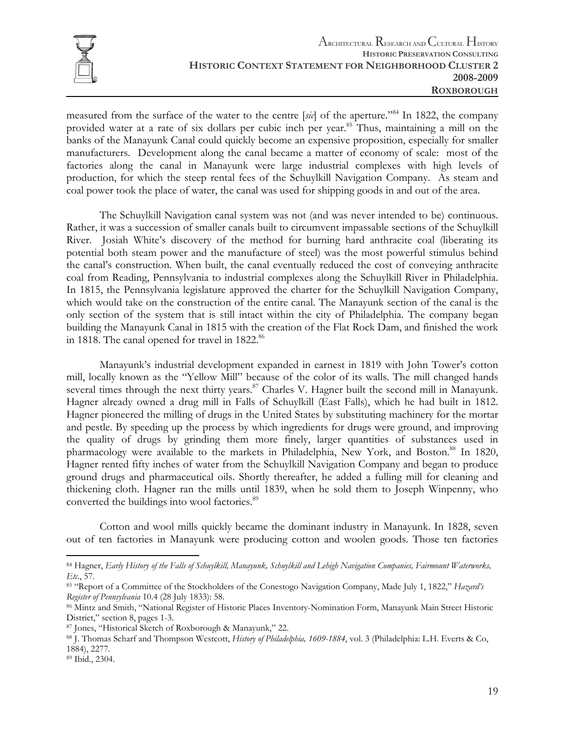measured from the surface of the water to the centre [*sic*] of the aperture."[84] In 1822, the company provided water at a rate of six dollars per cubic inch per year.[85] Thus, maintaining a mill on the banks of the Manayunk Canal could quickly become an expensive proposition, especially for smaller manufacturers. Development along the canal became a matter of economy of scale: most of the factories along the canal in Manayunk were large industrial complexes with high levels of production, for which the steep rental fees of the Schuylkill Navigation Company. As steam and coal power took the place of water, the canal was used for shipping goods in and out of the area.

The Schuylkill Navigation canal system was not (and was never intended to be) continuous. Rather, it was a succession of smaller canals built to circumvent impassable sections of the Schuylkill River. Josiah White's discovery of the method for burning hard anthracite coal (liberating its potential both steam power and the manufacture of steel) was the most powerful stimulus behind the canal's construction. When built, the canal eventually reduced the cost of conveying anthracite coal from Reading, Pennsylvania to industrial complexes along the Schuylkill River in Philadelphia. In 1815, the Pennsylvania legislature approved the charter for the Schuylkill Navigation Company, which would take on the construction of the entire canal. The Manayunk section of the canal is the only section of the system that is still intact within the city of Philadelphia. The company began building the Manayunk Canal in 1815 with the creation of the Flat Rock Dam, and finished the work in 1818. The canal opened for travel in 1822.[86]

Manayunk's industrial development expanded in earnest in 1819 with John Tower's cotton mill, locally known as the "Yellow Mill" because of the color of its walls. The mill changed hands several times through the next thirty years.[87] Charles V. Hagner built the second mill in Manayunk. Hagner already owned a drug mill in Falls of Schuylkill (East Falls), which he had built in 1812. Hagner pioneered the milling of drugs in the United States by substituting machinery for the mortar and pestle. By speeding up the process by which ingredients for drugs were ground, and improving the quality of drugs by grinding them more finely, larger quantities of substances used in pharmacology were available to the markets in Philadelphia, New York, and Boston.[88] In 1820, Hagner rented fifty inches of water from the Schuylkill Navigation Company and began to produce ground drugs and pharmaceutical oils. Shortly thereafter, he added a fulling mill for cleaning and thickening cloth. Hagner ran the mills until 1839, when he sold them to Joseph Winpenny, who converted the buildings into wool factories.[89]

Cotton and wool mills quickly became the dominant industry in Manayunk. In 1828, seven out of ten factories in Manayunk were producing cotton and woolen goods. Those ten factories

---

[84] Hagner, *Early History of the Falls of Schuylkill, Manayunk, Schuylkill and Lehigh Navigation Companies, Fairmount Waterworks, Etc.*, 57.

[85] "Report of a Committee of the Stockholders of the Conestogo Navigation Company, Made July 1, 1822," *Hazard's Register of Pennsylvania* 10.4 (28 July 1833): 58.

[86] Mintz and Smith, "National Register of Historic Places Inventory-Nomination Form, Manayunk Main Street Historic District," section 8, pages 1-3.

[87] Jones, "Historical Sketch of Roxborough & Manayunk," 22.

[88] J. Thomas Scharf and Thompson Westcott, *History of Philadelphia, 1609-1884*, vol. 3 (Philadelphia: L.H. Everts & Co, 1884), 2277.

[89] Ibid., 2304.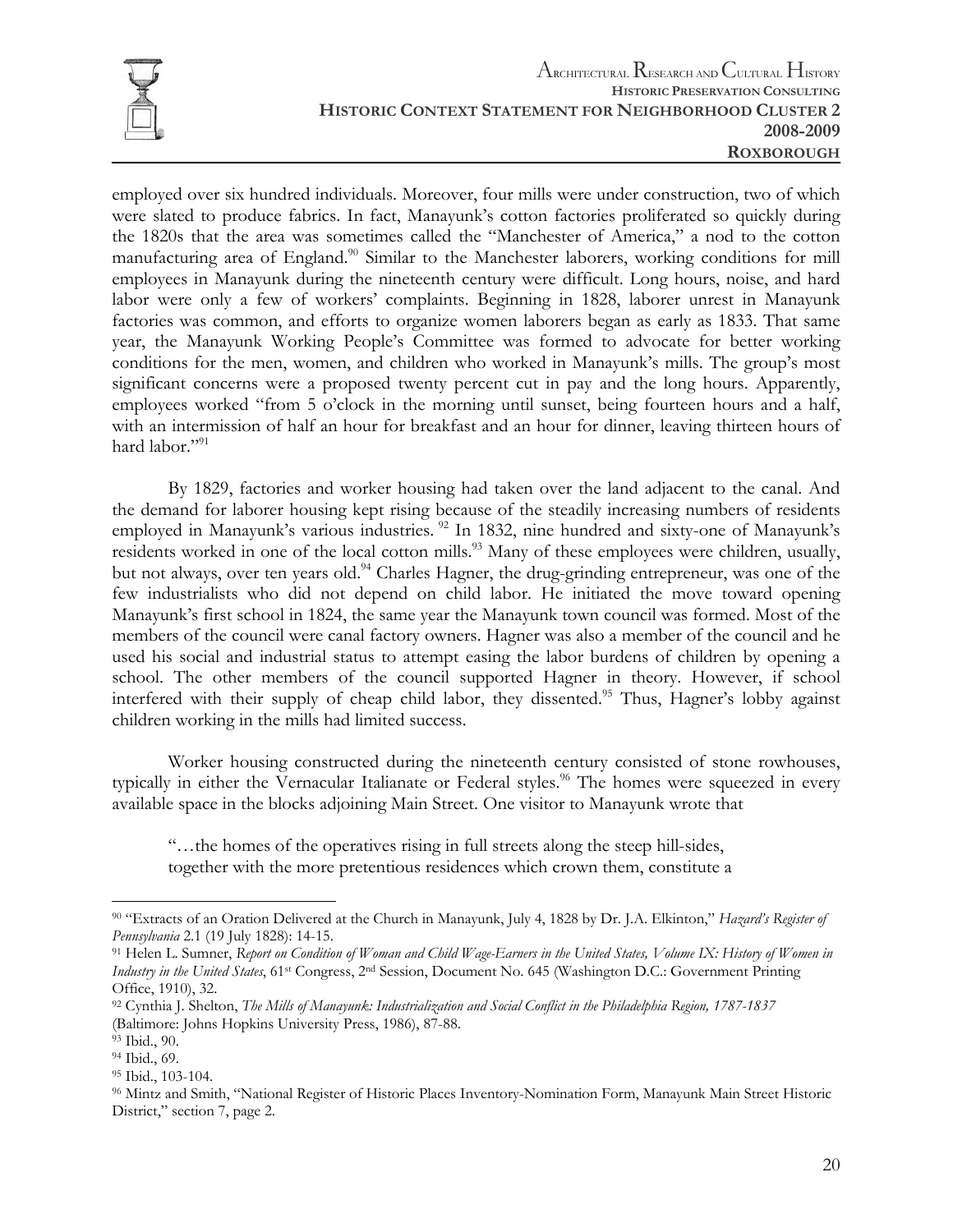employed over six hundred individuals. Moreover, four mills were under construction, two of which were slated to produce fabrics. In fact, Manayunk's cotton factories proliferated so quickly during the 1820s that the area was sometimes called the "Manchester of America," a nod to the cotton manufacturing area of England.[90] Similar to the Manchester laborers, working conditions for mill employees in Manayunk during the nineteenth century were difficult. Long hours, noise, and hard labor were only a few of workers' complaints. Beginning in 1828, laborer unrest in Manayunk factories was common, and efforts to organize women laborers began as early as 1833. That same year, the Manayunk Working People's Committee was formed to advocate for better working conditions for the men, women, and children who worked in Manayunk's mills. The group's most significant concerns were a proposed twenty percent cut in pay and the long hours. Apparently, employees worked "from 5 o'clock in the morning until sunset, being fourteen hours and a half, with an intermission of half an hour for breakfast and an hour for dinner, leaving thirteen hours of hard labor."[91]

By 1829, factories and worker housing had taken over the land adjacent to the canal. And the demand for laborer housing kept rising because of the steadily increasing numbers of residents employed in Manayunk's various industries.[92] In 1832, nine hundred and sixty-one of Manayunk's residents worked in one of the local cotton mills.[93] Many of these employees were children, usually, but not always, over ten years old.[94] Charles Hagner, the drug-grinding entrepreneur, was one of the few industrialists who did not depend on child labor. He initiated the move toward opening Manayunk's first school in 1824, the same year the Manayunk town council was formed. Most of the members of the council were canal factory owners. Hagner was also a member of the council and he used his social and industrial status to attempt easing the labor burdens of children by opening a school. The other members of the council supported Hagner in theory. However, if school interfered with their supply of cheap child labor, they dissented.[95] Thus, Hagner's lobby against children working in the mills had limited success.

Worker housing constructed during the nineteenth century consisted of stone rowhouses, typically in either the Vernacular Italianate or Federal styles.[96] The homes were squeezed in every available space in the blocks adjoining Main Street. One visitor to Manayunk wrote that

> "…the homes of the operatives rising in full streets along the steep hill-sides, together with the more pretentious residences which crown them, constitute a

---

[90] "Extracts of an Oration Delivered at the Church in Manayunk, July 4, 1828 by Dr. J.A. Elkinton," *Hazard's Register of Pennsylvania* 2.1 (19 July 1828): 14-15.

[91] Helen L. Sumner, *Report on Condition of Woman and Child Wage-Earners in the United States, Volume IX: History of Women in Industry in the United States*, 61st Congress, 2nd Session, Document No. 645 (Washington D.C.: Government Printing Office, 1910), 32.

[92] Cynthia J. Shelton, *The Mills of Manayunk: Industrialization and Social Conflict in the Philadelphia Region, 1787-1837* (Baltimore: Johns Hopkins University Press, 1986), 87-88.

[93] Ibid., 90.

[94] Ibid., 69.

[95] Ibid., 103-104.

[96] Mintz and Smith, "National Register of Historic Places Inventory-Nomination Form, Manayunk Main Street Historic District," section 7, page 2.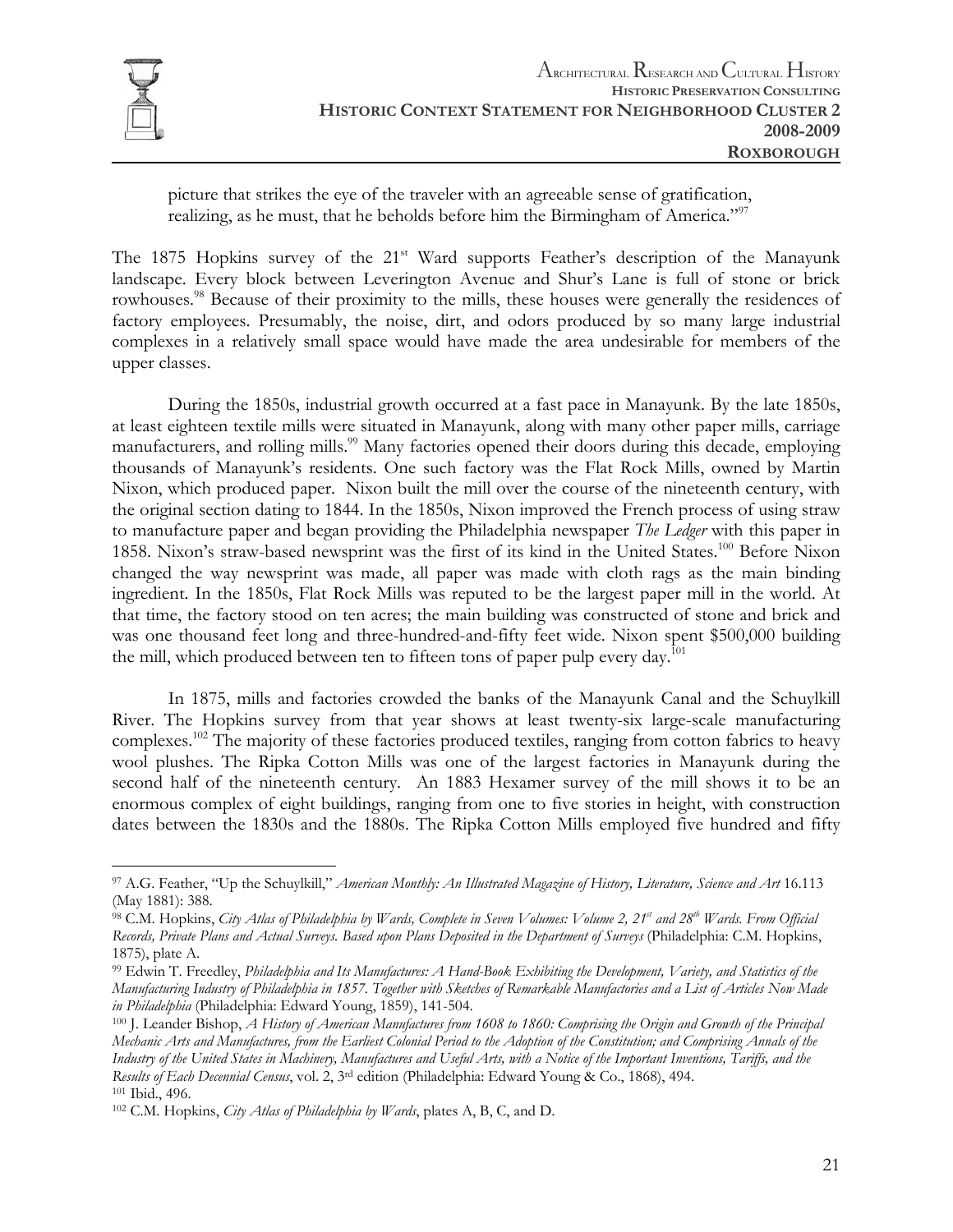picture that strikes the eye of the traveler with an agreeable sense of gratification, realizing, as he must, that he beholds before him the Birmingham of America."[97]

The 1875 Hopkins survey of the 21st Ward supports Feather's description of the Manayunk landscape. Every block between Leverington Avenue and Shur's Lane is full of stone or brick rowhouses.[98] Because of their proximity to the mills, these houses were generally the residences of factory employees. Presumably, the noise, dirt, and odors produced by so many large industrial complexes in a relatively small space would have made the area undesirable for members of the upper classes.

During the 1850s, industrial growth occurred at a fast pace in Manayunk. By the late 1850s, at least eighteen textile mills were situated in Manayunk, along with many other paper mills, carriage manufacturers, and rolling mills.[99] Many factories opened their doors during this decade, employing thousands of Manayunk's residents. One such factory was the Flat Rock Mills, owned by Martin Nixon, which produced paper. Nixon built the mill over the course of the nineteenth century, with the original section dating to 1844. In the 1850s, Nixon improved the French process of using straw to manufacture paper and began providing the Philadelphia newspaper *The Ledger* with this paper in 1858. Nixon's straw-based newsprint was the first of its kind in the United States.[100] Before Nixon changed the way newsprint was made, all paper was made with cloth rags as the main binding ingredient. In the 1850s, Flat Rock Mills was reputed to be the largest paper mill in the world. At that time, the factory stood on ten acres; the main building was constructed of stone and brick and was one thousand feet long and three-hundred-and-fifty feet wide. Nixon spent $500,000 building the mill, which produced between ten to fifteen tons of paper pulp every day.[101]

In 1875, mills and factories crowded the banks of the Manayunk Canal and the Schuylkill River. The Hopkins survey from that year shows at least twenty-six large-scale manufacturing complexes.[102] The majority of these factories produced textiles, ranging from cotton fabrics to heavy wool plushes. The Ripka Cotton Mills was one of the largest factories in Manayunk during the second half of the nineteenth century. An 1883 Hexamer survey of the mill shows it to be an enormous complex of eight buildings, ranging from one to five stories in height, with construction dates between the 1830s and the 1880s. The Ripka Cotton Mills employed five hundred and fifty

---

[97] A.G. Feather, "Up the Schuylkill," *American Monthly: An Illustrated Magazine of History, Literature, Science and Art* 16.113 (May 1881): 388.

[98] C.M. Hopkins, *City Atlas of Philadelphia by Wards, Complete in Seven Volumes: Volume 2, 21st and 28th Wards. From Official Records, Private Plans and Actual Surveys. Based upon Plans Deposited in the Department of Surveys* (Philadelphia: C.M. Hopkins, 1875), plate A.

[99] Edwin T. Freedley, *Philadelphia and Its Manufactures: A Hand-Book Exhibiting the Development, Variety, and Statistics of the Manufacturing Industry of Philadelphia in 1857. Together with Sketches of Remarkable Manufactories and a List of Articles Now Made in Philadelphia* (Philadelphia: Edward Young, 1859), 141-504.

[100] J. Leander Bishop, *A History of American Manufactures from 1608 to 1860: Comprising the Origin and Growth of the Principal Mechanic Arts and Manufactures, from the Earliest Colonial Period to the Adoption of the Constitution; and Comprising Annals of the Industry of the United States in Machinery, Manufactures and Useful Arts, with a Notice of the Important Inventions, Tariffs, and the Results of Each Decennial Census*, vol. 2, 3rd edition (Philadelphia: Edward Young & Co., 1868), 494.

[101] Ibid., 496.

[102] C.M. Hopkins, *City Atlas of Philadelphia by Wards*, plates A, B, C, and D.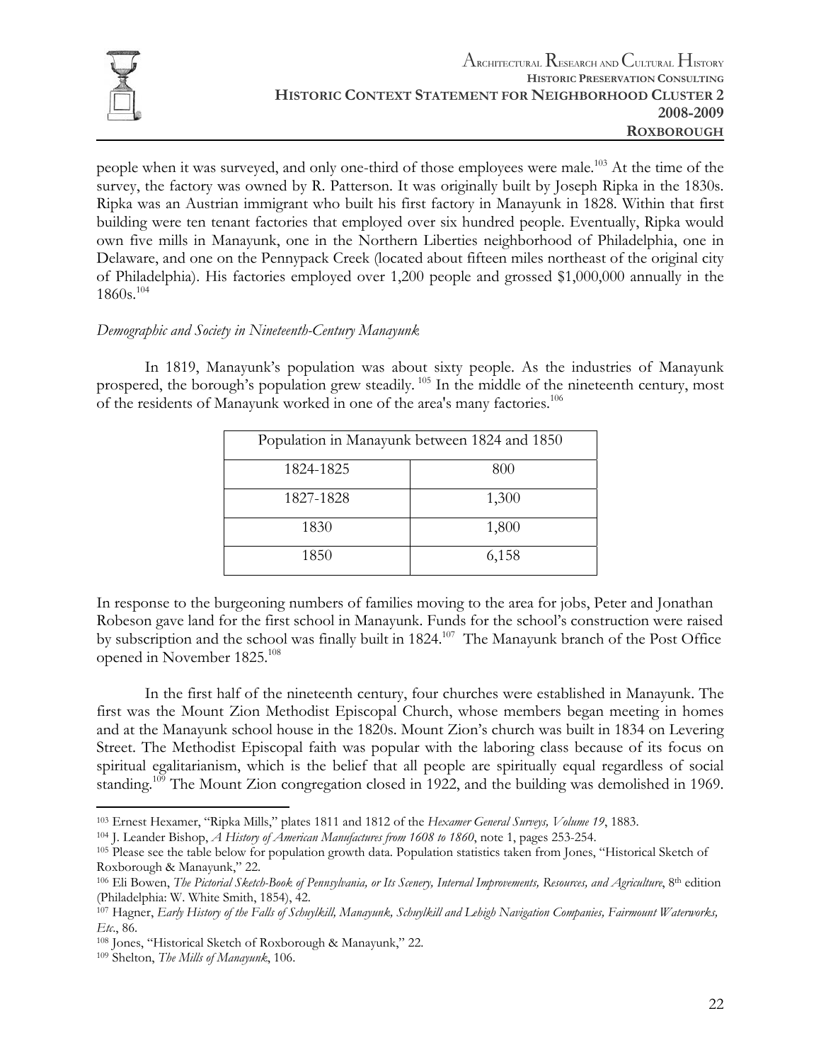people when it was surveyed, and only one-third of those employees were male.[103] At the time of the survey, the factory was owned by R. Patterson. It was originally built by Joseph Ripka in the 1830s. Ripka was an Austrian immigrant who built his first factory in Manayunk in 1828. Within that first building were ten tenant factories that employed over six hundred people. Eventually, Ripka would own five mills in Manayunk, one in the Northern Liberties neighborhood of Philadelphia, one in Delaware, and one on the Pennypack Creek (located about fifteen miles northeast of the original city of Philadelphia). His factories employed over 1,200 people and grossed $1,000,000 annually in the 1860s.[104]

*Demographic and Society in Nineteenth-Century Manayunk*

In 1819, Manayunk's population was about sixty people. As the industries of Manayunk prospered, the borough's population grew steadily.[105] In the middle of the nineteenth century, most of the residents of Manayunk worked in one of the area's many factories.[106]

| Population in Manayunk between 1824 and 1850 | |
|---|---|
| 1824-1825 | 800 |
| 1827-1828 | 1,300 |
| 1830 | 1,800 |
| 1850 | 6,158 |

In response to the burgeoning numbers of families moving to the area for jobs, Peter and Jonathan Robeson gave land for the first school in Manayunk. Funds for the school's construction were raised by subscription and the school was finally built in 1824.[107] The Manayunk branch of the Post Office opened in November 1825.[108]

In the first half of the nineteenth century, four churches were established in Manayunk. The first was the Mount Zion Methodist Episcopal Church, whose members began meeting in homes and at the Manayunk school house in the 1820s. Mount Zion's church was built in 1834 on Levering Street. The Methodist Episcopal faith was popular with the laboring class because of its focus on spiritual egalitarianism, which is the belief that all people are spiritually equal regardless of social standing.[109] The Mount Zion congregation closed in 1922, and the building was demolished in 1969.

---

[103] Ernest Hexamer, "Ripka Mills," plates 1811 and 1812 of the *Hexamer General Surveys, Volume 19*, 1883.

[104] J. Leander Bishop, *A History of American Manufactures from 1608 to 1860*, note 1, pages 253-254.

[105] Please see the table below for population growth data. Population statistics taken from Jones, "Historical Sketch of Roxborough & Manayunk," 22.

[106] Eli Bowen, *The Pictorial Sketch-Book of Pennsylvania, or Its Scenery, Internal Improvements, Resources, and Agriculture*, 8th edition (Philadelphia: W. White Smith, 1854), 42.

[107] Hagner, *Early History of the Falls of Schuylkill, Manayunk, Schuylkill and Lehigh Navigation Companies, Fairmount Waterworks, Etc.*, 86.

[108] Jones, "Historical Sketch of Roxborough & Manayunk," 22.

[109] Shelton, *The Mills of Manayunk*, 106.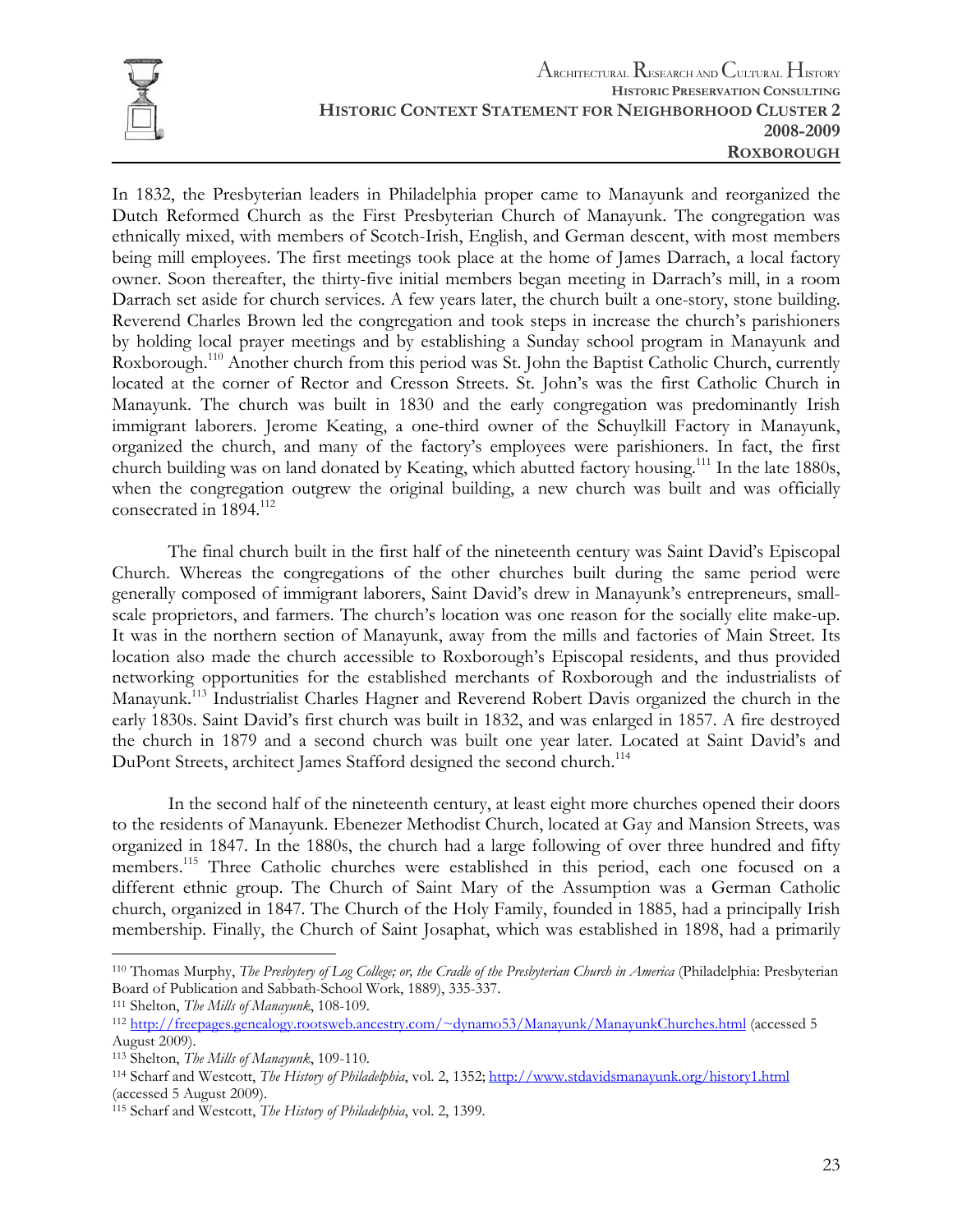In 1832, the Presbyterian leaders in Philadelphia proper came to Manayunk and reorganized the Dutch Reformed Church as the First Presbyterian Church of Manayunk. The congregation was ethnically mixed, with members of Scotch-Irish, English, and German descent, with most members being mill employees. The first meetings took place at the home of James Darrach, a local factory owner. Soon thereafter, the thirty-five initial members began meeting in Darrach's mill, in a room Darrach set aside for church services. A few years later, the church built a one-story, stone building. Reverend Charles Brown led the congregation and took steps in increase the church's parishioners by holding local prayer meetings and by establishing a Sunday school program in Manayunk and Roxborough.[110] Another church from this period was St. John the Baptist Catholic Church, currently located at the corner of Rector and Cresson Streets. St. John's was the first Catholic Church in Manayunk. The church was built in 1830 and the early congregation was predominantly Irish immigrant laborers. Jerome Keating, a one-third owner of the Schuylkill Factory in Manayunk, organized the church, and many of the factory's employees were parishioners. In fact, the first church building was on land donated by Keating, which abutted factory housing.[111] In the late 1880s, when the congregation outgrew the original building, a new church was built and was officially consecrated in 1894.[112]

The final church built in the first half of the nineteenth century was Saint David's Episcopal Church. Whereas the congregations of the other churches built during the same period were generally composed of immigrant laborers, Saint David's drew in Manayunk's entrepreneurs, small-scale proprietors, and farmers. The church's location was one reason for the socially elite make-up. It was in the northern section of Manayunk, away from the mills and factories of Main Street. Its location also made the church accessible to Roxborough's Episcopal residents, and thus provided networking opportunities for the established merchants of Roxborough and the industrialists of Manayunk.[113] Industrialist Charles Hagner and Reverend Robert Davis organized the church in the early 1830s. Saint David's first church was built in 1832, and was enlarged in 1857. A fire destroyed the church in 1879 and a second church was built one year later. Located at Saint David's and DuPont Streets, architect James Stafford designed the second church.[114]

In the second half of the nineteenth century, at least eight more churches opened their doors to the residents of Manayunk. Ebenezer Methodist Church, located at Gay and Mansion Streets, was organized in 1847. In the 1880s, the church had a large following of over three hundred and fifty members.[115] Three Catholic churches were established in this period, each one focused on a different ethnic group. The Church of Saint Mary of the Assumption was a German Catholic church, organized in 1847. The Church of the Holy Family, founded in 1885, had a principally Irish membership. Finally, the Church of Saint Josaphat, which was established in 1898, had a primarily

---

[110] Thomas Murphy, *The Presbytery of Log College; or, the Cradle of the Presbyterian Church in America* (Philadelphia: Presbyterian Board of Publication and Sabbath-School Work, 1889), 335-337.

[111] Shelton, *The Mills of Manayunk*, 108-109.

[112] http://freepages.genealogy.rootsweb.ancestry.com/~dynamo53/Manayunk/ManayunkChurches.html (accessed 5 August 2009).

[113] Shelton, *The Mills of Manayunk*, 109-110.

[114] Scharf and Westcott, *The History of Philadelphia*, vol. 2, 1352; http://www.stdavidsmanayunk.org/history1.html (accessed 5 August 2009).

[115] Scharf and Westcott, *The History of Philadelphia*, vol. 2, 1399.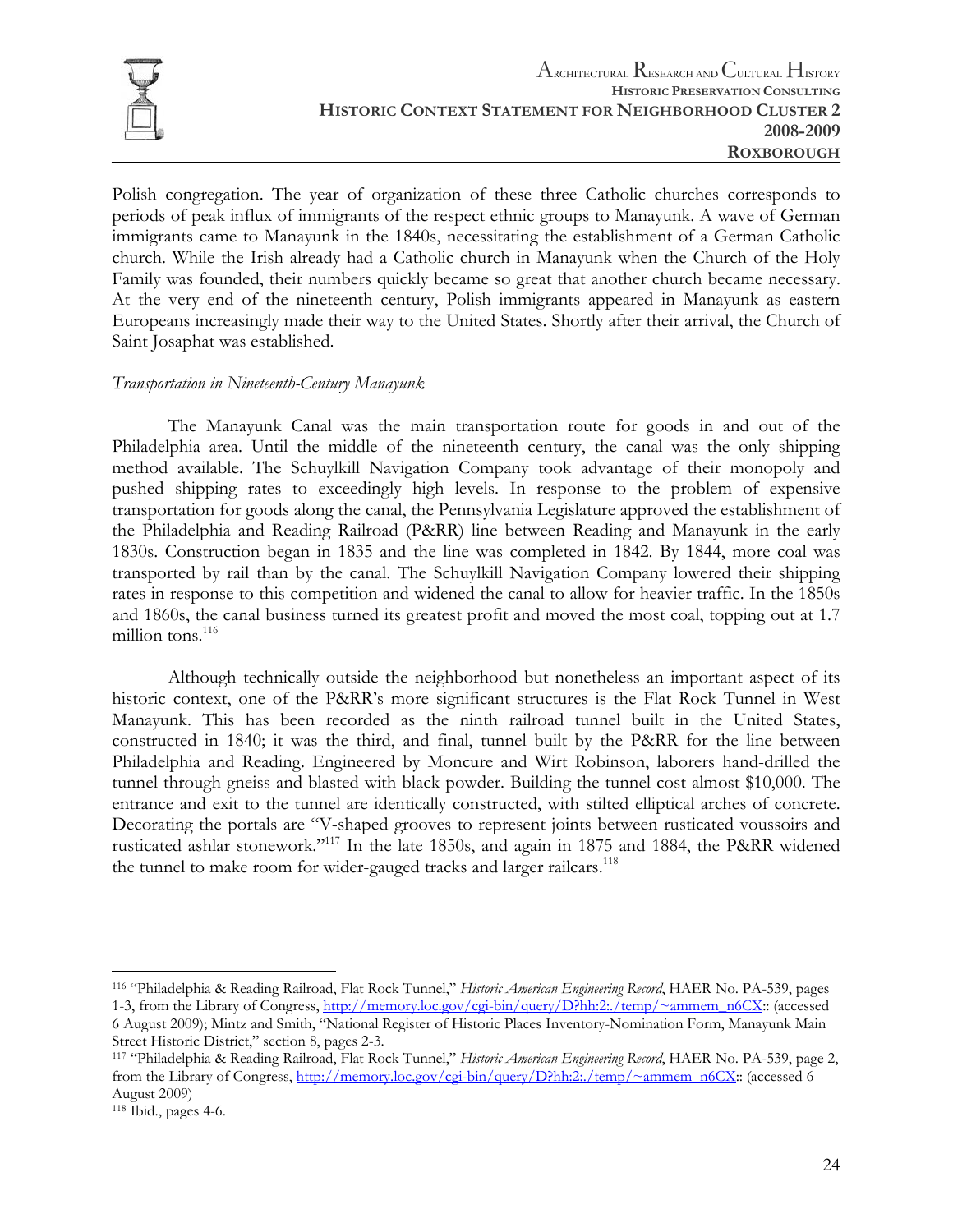Polish congregation. The year of organization of these three Catholic churches corresponds to periods of peak influx of immigrants of the respect ethnic groups to Manayunk. A wave of German immigrants came to Manayunk in the 1840s, necessitating the establishment of a German Catholic church. While the Irish already had a Catholic church in Manayunk when the Church of the Holy Family was founded, their numbers quickly became so great that another church became necessary. At the very end of the nineteenth century, Polish immigrants appeared in Manayunk as eastern Europeans increasingly made their way to the United States. Shortly after their arrival, the Church of Saint Josaphat was established.

*Transportation in Nineteenth-Century Manayunk*

The Manayunk Canal was the main transportation route for goods in and out of the Philadelphia area. Until the middle of the nineteenth century, the canal was the only shipping method available. The Schuylkill Navigation Company took advantage of their monopoly and pushed shipping rates to exceedingly high levels. In response to the problem of expensive transportation for goods along the canal, the Pennsylvania Legislature approved the establishment of the Philadelphia and Reading Railroad (P&RR) line between Reading and Manayunk in the early 1830s. Construction began in 1835 and the line was completed in 1842. By 1844, more coal was transported by rail than by the canal. The Schuylkill Navigation Company lowered their shipping rates in response to this competition and widened the canal to allow for heavier traffic. In the 1850s and 1860s, the canal business turned its greatest profit and moved the most coal, topping out at 1.7 million tons.[116]

Although technically outside the neighborhood but nonetheless an important aspect of its historic context, one of the P&RR's more significant structures is the Flat Rock Tunnel in West Manayunk. This has been recorded as the ninth railroad tunnel built in the United States, constructed in 1840; it was the third, and final, tunnel built by the P&RR for the line between Philadelphia and Reading. Engineered by Moncure and Wirt Robinson, laborers hand-drilled the tunnel through gneiss and blasted with black powder. Building the tunnel cost almost $10,000. The entrance and exit to the tunnel are identically constructed, with stilted elliptical arches of concrete. Decorating the portals are "V-shaped grooves to represent joints between rusticated voussoirs and rusticated ashlar stonework."[117] In the late 1850s, and again in 1875 and 1884, the P&RR widened the tunnel to make room for wider-gauged tracks and larger railcars.[118]

---

[116] "Philadelphia & Reading Railroad, Flat Rock Tunnel," *Historic American Engineering Record*, HAER No. PA-539, pages 1-3, from the Library of Congress, http://memory.loc.gov/cgi-bin/query/D?hh:2:./temp/~ammem_n6CX:: (accessed 6 August 2009); Mintz and Smith, "National Register of Historic Places Inventory-Nomination Form, Manayunk Main Street Historic District," section 8, pages 2-3.

[117] "Philadelphia & Reading Railroad, Flat Rock Tunnel," *Historic American Engineering Record*, HAER No. PA-539, page 2, from the Library of Congress, http://memory.loc.gov/cgi-bin/query/D?hh:2:./temp/~ammem_n6CX:: (accessed 6 August 2009)

[118] Ibid., pages 4-6.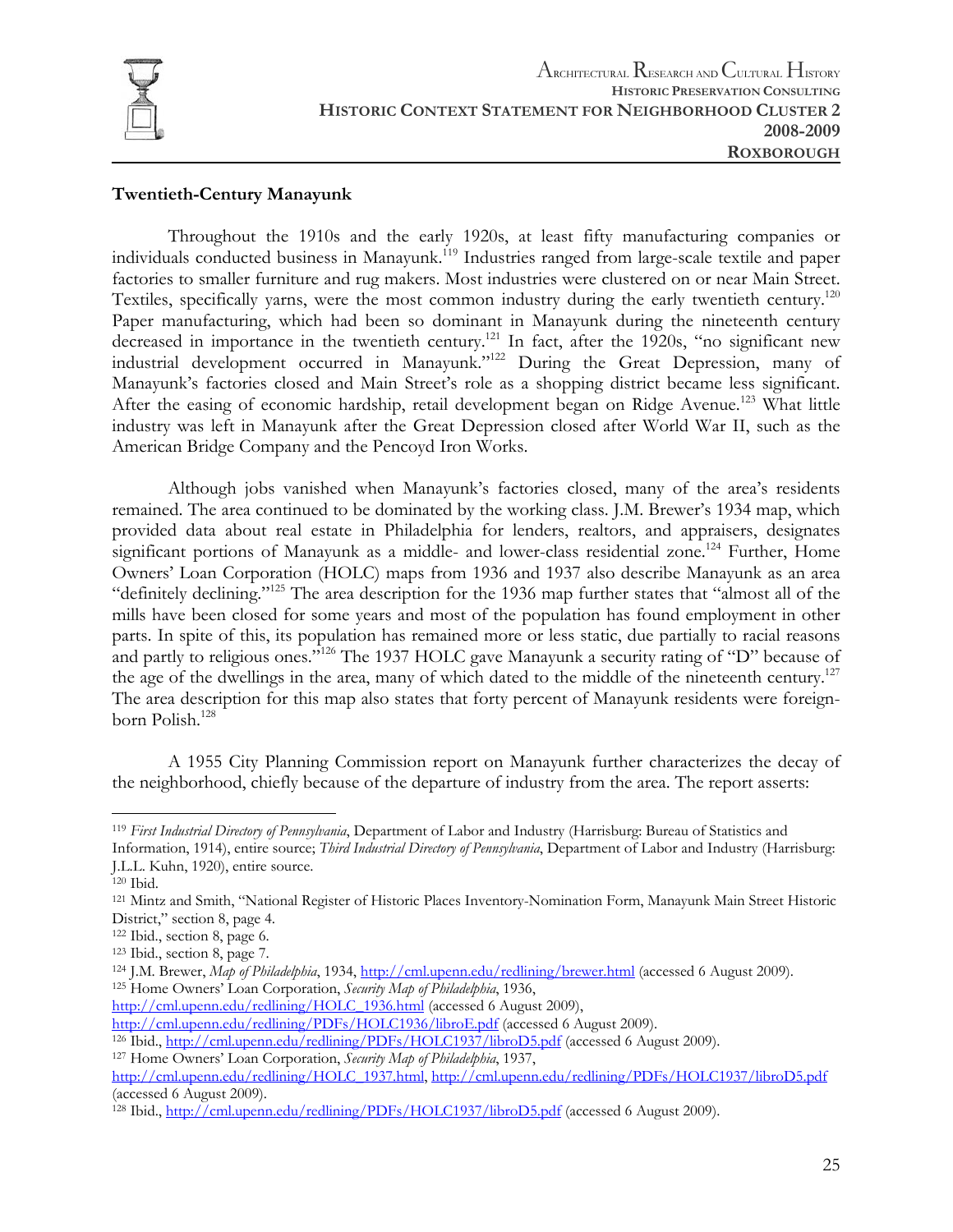**Twentieth-Century Manayunk**

Throughout the 1910s and the early 1920s, at least fifty manufacturing companies or individuals conducted business in Manayunk.[119] Industries ranged from large-scale textile and paper factories to smaller furniture and rug makers. Most industries were clustered on or near Main Street. Textiles, specifically yarns, were the most common industry during the early twentieth century.[120] Paper manufacturing, which had been so dominant in Manayunk during the nineteenth century decreased in importance in the twentieth century.[121] In fact, after the 1920s, "no significant new industrial development occurred in Manayunk."[122] During the Great Depression, many of Manayunk's factories closed and Main Street's role as a shopping district became less significant. After the easing of economic hardship, retail development began on Ridge Avenue.[123] What little industry was left in Manayunk after the Great Depression closed after World War II, such as the American Bridge Company and the Pencoyd Iron Works.

Although jobs vanished when Manayunk's factories closed, many of the area's residents remained. The area continued to be dominated by the working class. J.M. Brewer's 1934 map, which provided data about real estate in Philadelphia for lenders, realtors, and appraisers, designates significant portions of Manayunk as a middle- and lower-class residential zone.[124] Further, Home Owners' Loan Corporation (HOLC) maps from 1936 and 1937 also describe Manayunk as an area "definitely declining."[125] The area description for the 1936 map further states that "almost all of the mills have been closed for some years and most of the population has found employment in other parts. In spite of this, its population has remained more or less static, due partially to racial reasons and partly to religious ones."[126] The 1937 HOLC gave Manayunk a security rating of "D" because of the age of the dwellings in the area, many of which dated to the middle of the nineteenth century.[127] The area description for this map also states that forty percent of Manayunk residents were foreign-born Polish.[128]

A 1955 City Planning Commission report on Manayunk further characterizes the decay of the neighborhood, chiefly because of the departure of industry from the area. The report asserts:

---

[119] *First Industrial Directory of Pennsylvania*, Department of Labor and Industry (Harrisburg: Bureau of Statistics and Information, 1914), entire source; *Third Industrial Directory of Pennsylvania*, Department of Labor and Industry (Harrisburg: J.L.L. Kuhn, 1920), entire source.

[120] Ibid.

[121] Mintz and Smith, "National Register of Historic Places Inventory-Nomination Form, Manayunk Main Street Historic District," section 8, page 4.

[122] Ibid., section 8, page 6.

[123] Ibid., section 8, page 7.

[124] J.M. Brewer, *Map of Philadelphia*, 1934, http://cml.upenn.edu/redlining/brewer.html (accessed 6 August 2009).

[125] Home Owners' Loan Corporation, *Security Map of Philadelphia*, 1936, http://cml.upenn.edu/redlining/HOLC_1936.html (accessed 6 August 2009), http://cml.upenn.edu/redlining/PDFs/HOLC1936/libroE.pdf (accessed 6 August 2009).

[126] Ibid., http://cml.upenn.edu/redlining/PDFs/HOLC1937/libroD5.pdf (accessed 6 August 2009).

[127] Home Owners' Loan Corporation, *Security Map of Philadelphia*, 1937, http://cml.upenn.edu/redlining/HOLC_1937.html, http://cml.upenn.edu/redlining/PDFs/HOLC1937/libroD5.pdf (accessed 6 August 2009).

[128] Ibid., http://cml.upenn.edu/redlining/PDFs/HOLC1937/libroD5.pdf (accessed 6 August 2009).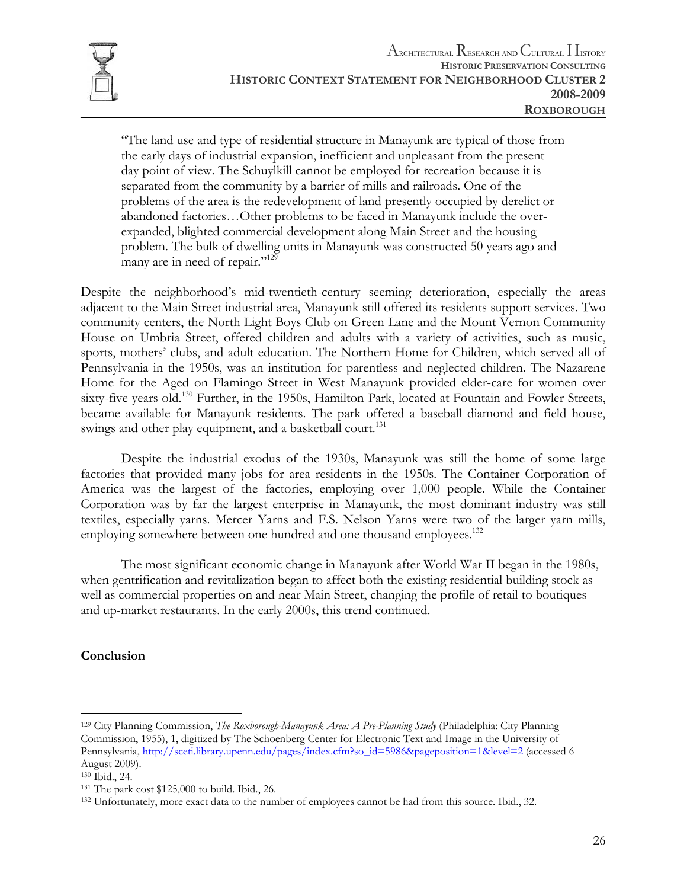> "The land use and type of residential structure in Manayunk are typical of those from the early days of industrial expansion, inefficient and unpleasant from the present day point of view. The Schuylkill cannot be employed for recreation because it is separated from the community by a barrier of mills and railroads. One of the problems of the area is the redevelopment of land presently occupied by derelict or abandoned factories…Other problems to be faced in Manayunk include the over-expanded, blighted commercial development along Main Street and the housing problem. The bulk of dwelling units in Manayunk was constructed 50 years ago and many are in need of repair."[129]

Despite the neighborhood's mid-twentieth-century seeming deterioration, especially the areas adjacent to the Main Street industrial area, Manayunk still offered its residents support services. Two community centers, the North Light Boys Club on Green Lane and the Mount Vernon Community House on Umbria Street, offered children and adults with a variety of activities, such as music, sports, mothers' clubs, and adult education. The Northern Home for Children, which served all of Pennsylvania in the 1950s, was an institution for parentless and neglected children. The Nazarene Home for the Aged on Flamingo Street in West Manayunk provided elder-care for women over sixty-five years old.[130] Further, in the 1950s, Hamilton Park, located at Fountain and Fowler Streets, became available for Manayunk residents. The park offered a baseball diamond and field house, swings and other play equipment, and a basketball court.[131]

Despite the industrial exodus of the 1930s, Manayunk was still the home of some large factories that provided many jobs for area residents in the 1950s. The Container Corporation of America was the largest of the factories, employing over 1,000 people. While the Container Corporation was by far the largest enterprise in Manayunk, the most dominant industry was still textiles, especially yarns. Mercer Yarns and F.S. Nelson Yarns were two of the larger yarn mills, employing somewhere between one hundred and one thousand employees.[132]

The most significant economic change in Manayunk after World War II began in the 1980s, when gentrification and revitalization began to affect both the existing residential building stock as well as commercial properties on and near Main Street, changing the profile of retail to boutiques and up-market restaurants. In the early 2000s, this trend continued.

**Conclusion**

---

[129] City Planning Commission, *The Roxborough-Manayunk Area: A Pre-Planning Study* (Philadelphia: City Planning Commission, 1955), 1, digitized by The Schoenberg Center for Electronic Text and Image in the University of Pennsylvania, http://sceti.library.upenn.edu/pages/index.cfm?so_id=5986&pageposition=1&level=2 (accessed 6 August 2009).

[130] Ibid., 24.

[131] The park cost $125,000 to build. Ibid., 26.

[132] Unfortunately, more exact data to the number of employees cannot be had from this source. Ibid., 32.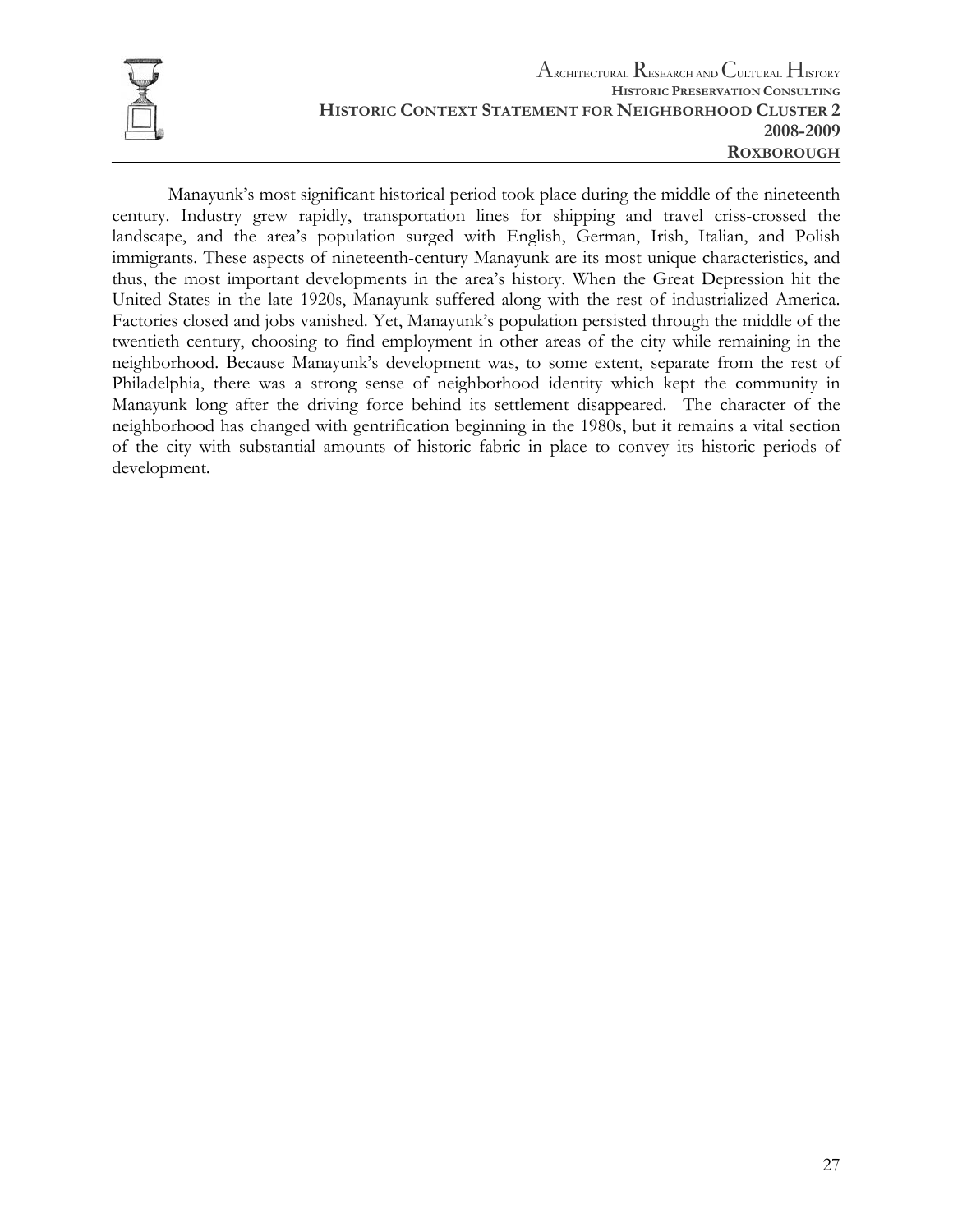Manayunk's most significant historical period took place during the middle of the nineteenth century. Industry grew rapidly, transportation lines for shipping and travel criss-crossed the landscape, and the area's population surged with English, German, Irish, Italian, and Polish immigrants. These aspects of nineteenth-century Manayunk are its most unique characteristics, and thus, the most important developments in the area's history. When the Great Depression hit the United States in the late 1920s, Manayunk suffered along with the rest of industrialized America. Factories closed and jobs vanished. Yet, Manayunk's population persisted through the middle of the twentieth century, choosing to find employment in other areas of the city while remaining in the neighborhood. Because Manayunk's development was, to some extent, separate from the rest of Philadelphia, there was a strong sense of neighborhood identity which kept the community in Manayunk long after the driving force behind its settlement disappeared. The character of the neighborhood has changed with gentrification beginning in the 1980s, but it remains a vital section of the city with substantial amounts of historic fabric in place to convey its historic periods of development.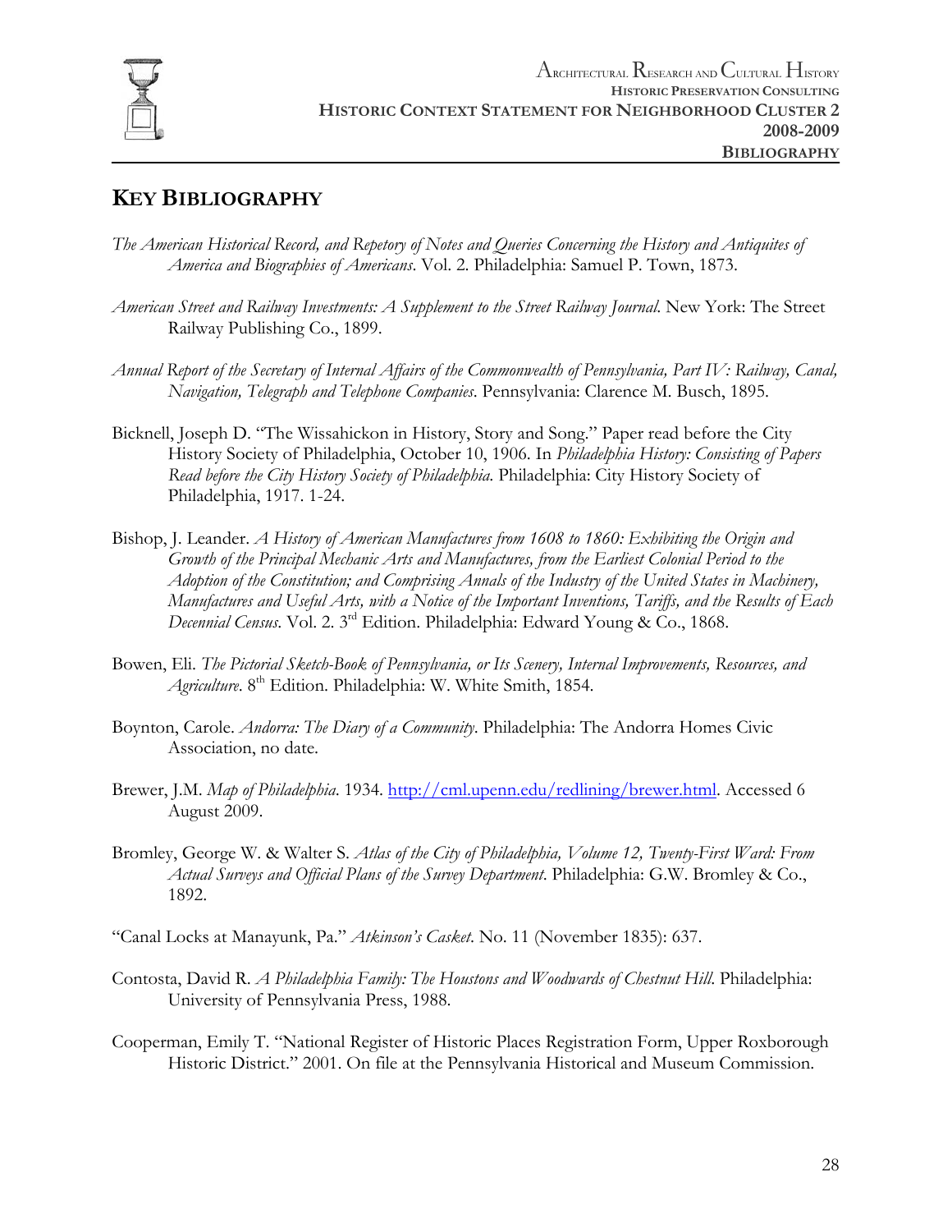## KEY BIBLIOGRAPHY

*The American Historical Record, and Repetory of Notes and Queries Concerning the History and Antiquites of America and Biographies of Americans*. Vol. 2. Philadelphia: Samuel P. Town, 1873.

*American Street and Railway Investments: A Supplement to the Street Railway Journal*. New York: The Street Railway Publishing Co., 1899.

*Annual Report of the Secretary of Internal Affairs of the Commonwealth of Pennsylvania, Part IV: Railway, Canal, Navigation, Telegraph and Telephone Companies*. Pennsylvania: Clarence M. Busch, 1895.

Bicknell, Joseph D. "The Wissahickon in History, Story and Song." Paper read before the City History Society of Philadelphia, October 10, 1906. In *Philadelphia History: Consisting of Papers Read before the City History Society of Philadelphia*. Philadelphia: City History Society of Philadelphia, 1917. 1-24.

Bishop, J. Leander. *A History of American Manufactures from 1608 to 1860: Exhibiting the Origin and Growth of the Principal Mechanic Arts and Manufactures, from the Earliest Colonial Period to the Adoption of the Constitution; and Comprising Annals of the Industry of the United States in Machinery, Manufactures and Useful Arts, with a Notice of the Important Inventions, Tariffs, and the Results of Each Decennial Census*. Vol. 2. 3rd Edition. Philadelphia: Edward Young & Co., 1868.

Bowen, Eli. *The Pictorial Sketch-Book of Pennsylvania, or Its Scenery, Internal Improvements, Resources, and Agriculture*. 8th Edition. Philadelphia: W. White Smith, 1854.

Boynton, Carole. *Andorra: The Diary of a Community*. Philadelphia: The Andorra Homes Civic Association, no date.

Brewer, J.M. *Map of Philadelphia*. 1934. http://cml.upenn.edu/redlining/brewer.html. Accessed 6 August 2009.

Bromley, George W. & Walter S. *Atlas of the City of Philadelphia, Volume 12, Twenty-First Ward: From Actual Surveys and Official Plans of the Survey Department*. Philadelphia: G.W. Bromley & Co., 1892.

"Canal Locks at Manayunk, Pa." *Atkinson's Casket*. No. 11 (November 1835): 637.

Contosta, David R. *A Philadelphia Family: The Houstons and Woodwards of Chestnut Hill*. Philadelphia: University of Pennsylvania Press, 1988.

Cooperman, Emily T. "National Register of Historic Places Registration Form, Upper Roxborough Historic District." 2001. On file at the Pennsylvania Historical and Museum Commission.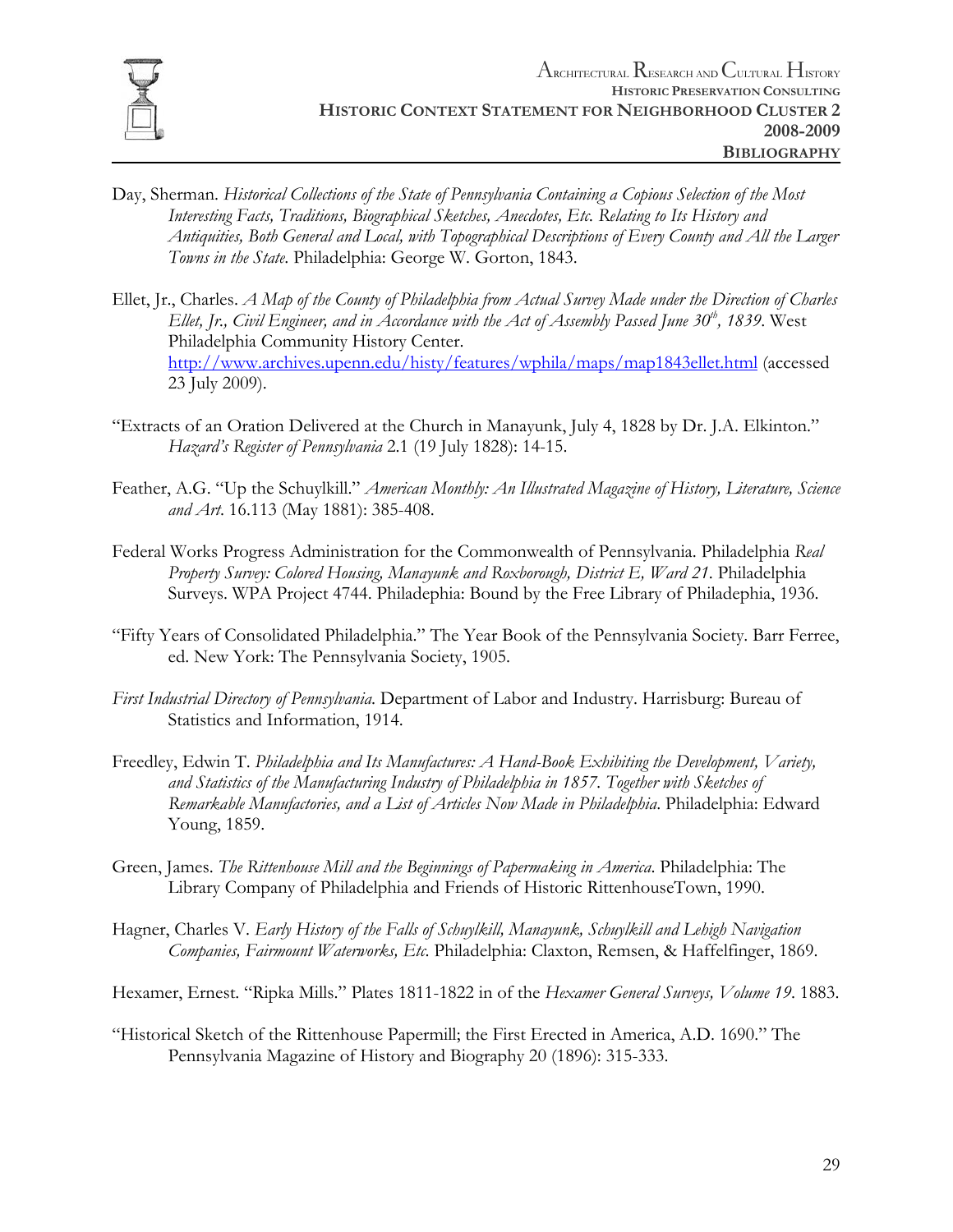Day, Sherman. *Historical Collections of the State of Pennsylvania Containing a Copious Selection of the Most Interesting Facts, Traditions, Biographical Sketches, Anecdotes, Etc. Relating to Its History and Antiquities, Both General and Local, with Topographical Descriptions of Every County and All the Larger Towns in the State.* Philadelphia: George W. Gorton, 1843.

Ellet, Jr., Charles. *A Map of the County of Philadelphia from Actual Survey Made under the Direction of Charles Ellet, Jr., Civil Engineer, and in Accordance with the Act of Assembly Passed June 30th, 1839.* West Philadelphia Community History Center. http://www.archives.upenn.edu/histy/features/wphila/maps/map1843ellet.html (accessed 23 July 2009).

"Extracts of an Oration Delivered at the Church in Manayunk, July 4, 1828 by Dr. J.A. Elkinton." *Hazard's Register of Pennsylvania* 2.1 (19 July 1828): 14-15.

Feather, A.G. "Up the Schuylkill." *American Monthly: An Illustrated Magazine of History, Literature, Science and Art.* 16.113 (May 1881): 385-408.

Federal Works Progress Administration for the Commonwealth of Pennsylvania. Philadelphia *Real Property Survey: Colored Housing, Manayunk and Roxborough, District E, Ward 21.* Philadelphia Surveys. WPA Project 4744. Philadephia: Bound by the Free Library of Philadephia, 1936.

"Fifty Years of Consolidated Philadelphia." The Year Book of the Pennsylvania Society. Barr Ferree, ed. New York: The Pennsylvania Society, 1905.

*First Industrial Directory of Pennsylvania.* Department of Labor and Industry. Harrisburg: Bureau of Statistics and Information, 1914.

Freedley, Edwin T. *Philadelphia and Its Manufactures: A Hand-Book Exhibiting the Development, Variety, and Statistics of the Manufacturing Industry of Philadelphia in 1857. Together with Sketches of Remarkable Manufactories, and a List of Articles Now Made in Philadelphia.* Philadelphia: Edward Young, 1859.

Green, James. *The Rittenhouse Mill and the Beginnings of Papermaking in America.* Philadelphia: The Library Company of Philadelphia and Friends of Historic RittenhouseTown, 1990.

Hagner, Charles V. *Early History of the Falls of Schuylkill, Manayunk, Schuylkill and Lehigh Navigation Companies, Fairmount Waterworks, Etc.* Philadelphia: Claxton, Remsen, & Haffelfinger, 1869.

Hexamer, Ernest. "Ripka Mills." Plates 1811-1822 in of the *Hexamer General Surveys, Volume 19.* 1883.

"Historical Sketch of the Rittenhouse Papermill; the First Erected in America, A.D. 1690." The Pennsylvania Magazine of History and Biography 20 (1896): 315-333.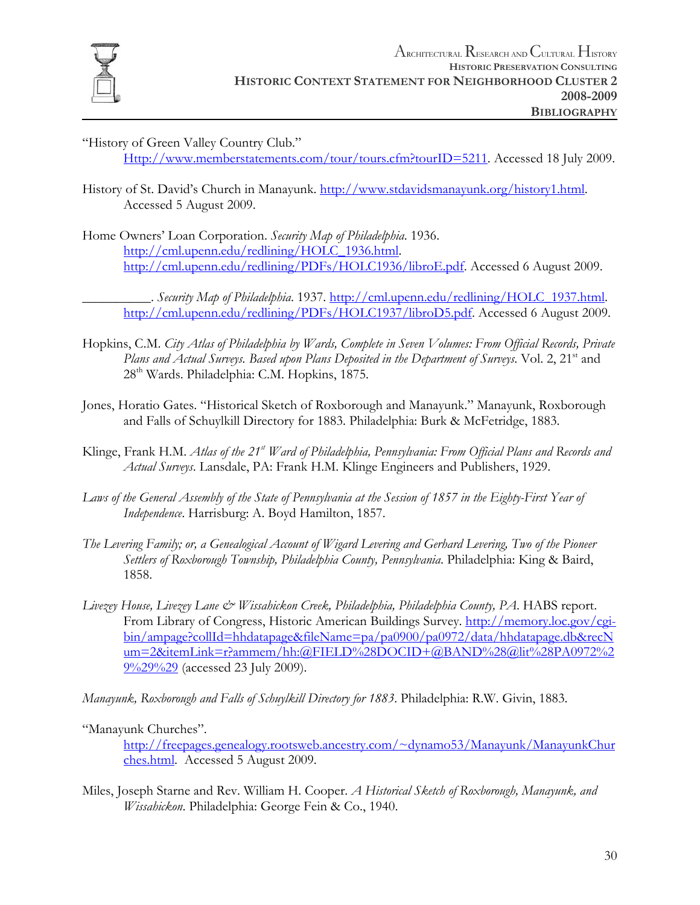"History of Green Valley Country Club." Http://www.memberstatements.com/tour/tours.cfm?tourID=5211. Accessed 18 July 2009.

History of St. David's Church in Manayunk. http://www.stdavidsmanayunk.org/history1.html. Accessed 5 August 2009.

Home Owners' Loan Corporation. *Security Map of Philadelphia*. 1936. http://cml.upenn.edu/redlining/HOLC_1936.html. http://cml.upenn.edu/redlining/PDFs/HOLC1936/libroE.pdf. Accessed 6 August 2009.

__________. *Security Map of Philadelphia*. 1937. http://cml.upenn.edu/redlining/HOLC_1937.html. http://cml.upenn.edu/redlining/PDFs/HOLC1937/libroD5.pdf. Accessed 6 August 2009.

Hopkins, C.M. *City Atlas of Philadelphia by Wards, Complete in Seven Volumes: From Official Records, Private Plans and Actual Surveys. Based upon Plans Deposited in the Department of Surveys*. Vol. 2, 21st and 28th Wards. Philadelphia: C.M. Hopkins, 1875.

Jones, Horatio Gates. "Historical Sketch of Roxborough and Manayunk." Manayunk, Roxborough and Falls of Schuylkill Directory for 1883. Philadelphia: Burk & McFetridge, 1883.

Klinge, Frank H.M. *Atlas of the 21st Ward of Philadelphia, Pennsylvania: From Official Plans and Records and Actual Surveys*. Lansdale, PA: Frank H.M. Klinge Engineers and Publishers, 1929.

*Laws of the General Assembly of the State of Pennsylvania at the Session of 1857 in the Eighty-First Year of Independence*. Harrisburg: A. Boyd Hamilton, 1857.

*The Levering Family; or, a Genealogical Account of Wigard Levering and Gerhard Levering, Two of the Pioneer Settlers of Roxborough Township, Philadelphia County, Pennsylvania*. Philadelphia: King & Baird, 1858.

*Livezey House, Livezey Lane & Wissahickon Creek, Philadelphia, Philadelphia County, PA*. HABS report. From Library of Congress, Historic American Buildings Survey. http://memory.loc.gov/cgi-bin/ampage?collId=hhdatapage&fileName=pa/pa0900/pa0972/data/hhdatapage.db&recNum=2&itemLink=r?ammem/hh:@FIELD%28DOCID+@BAND%28@lit%28PA0972%29%29%29 (accessed 23 July 2009).

*Manayunk, Roxborough and Falls of Schuylkill Directory for 1883*. Philadelphia: R.W. Givin, 1883.

"Manayunk Churches". http://freepages.genealogy.rootsweb.ancestry.com/~dynamo53/Manayunk/ManayunkChurches.html. Accessed 5 August 2009.

Miles, Joseph Starne and Rev. William H. Cooper. *A Historical Sketch of Roxborough, Manayunk, and Wissahickon*. Philadelphia: George Fein & Co., 1940.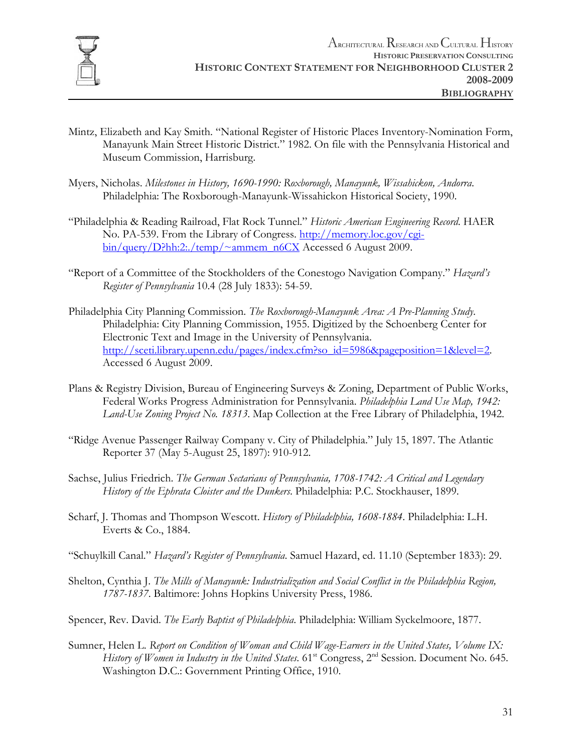Mintz, Elizabeth and Kay Smith. "National Register of Historic Places Inventory-Nomination Form, Manayunk Main Street Historic District." 1982. On file with the Pennsylvania Historical and Museum Commission, Harrisburg.

Myers, Nicholas. *Milestones in History, 1690-1990: Roxborough, Manayunk, Wissahickon, Andorra.* Philadelphia: The Roxborough-Manayunk-Wissahickon Historical Society, 1990.

"Philadelphia & Reading Railroad, Flat Rock Tunnel." *Historic American Engineering Record.* HAER No. PA-539. From the Library of Congress. http://memory.loc.gov/cgi-bin/query/D?hh:2:./temp/~ammem_n6CX Accessed 6 August 2009.

"Report of a Committee of the Stockholders of the Conestogo Navigation Company." *Hazard's Register of Pennsylvania* 10.4 (28 July 1833): 54-59.

Philadelphia City Planning Commission. *The Roxborough-Manayunk Area: A Pre-Planning Study.* Philadelphia: City Planning Commission, 1955. Digitized by the Schoenberg Center for Electronic Text and Image in the University of Pennsylvania. http://sceti.library.upenn.edu/pages/index.cfm?so_id=5986&pageposition=1&level=2. Accessed 6 August 2009.

Plans & Registry Division, Bureau of Engineering Surveys & Zoning, Department of Public Works, Federal Works Progress Administration for Pennsylvania. *Philadelphia Land Use Map, 1942: Land-Use Zoning Project No. 18313.* Map Collection at the Free Library of Philadelphia, 1942.

"Ridge Avenue Passenger Railway Company v. City of Philadelphia." July 15, 1897. The Atlantic Reporter 37 (May 5-August 25, 1897): 910-912.

Sachse, Julius Friedrich. *The German Sectarians of Pennsylvania, 1708-1742: A Critical and Legendary History of the Ephrata Cloister and the Dunkers.* Philadelphia: P.C. Stockhauser, 1899.

Scharf, J. Thomas and Thompson Wescott. *History of Philadelphia, 1608-1884*. Philadelphia: L.H. Everts & Co., 1884.

"Schuylkill Canal." *Hazard's Register of Pennsylvania*. Samuel Hazard, ed. 11.10 (September 1833): 29.

Shelton, Cynthia J. *The Mills of Manayunk: Industrialization and Social Conflict in the Philadelphia Region, 1787-1837.* Baltimore: Johns Hopkins University Press, 1986.

Spencer, Rev. David. *The Early Baptist of Philadelphia.* Philadelphia: William Syckelmoore, 1877.

Sumner, Helen L. *Report on Condition of Woman and Child Wage-Earners in the United States, Volume IX: History of Women in Industry in the United States.* 61st Congress, 2nd Session. Document No. 645. Washington D.C.: Government Printing Office, 1910.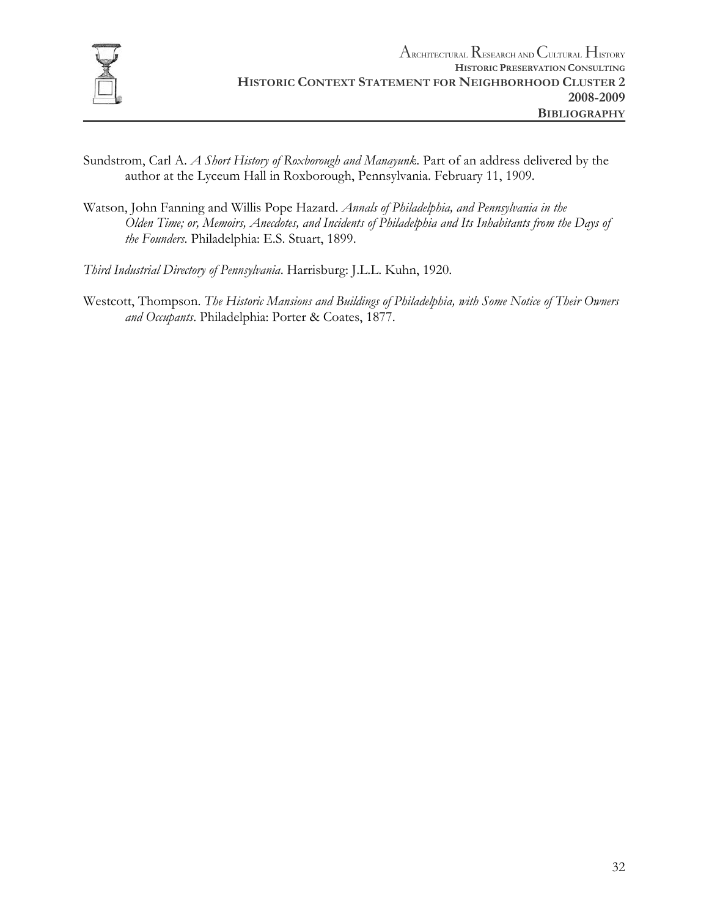Sundstrom, Carl A. *A Short History of Roxborough and Manayunk*. Part of an address delivered by the author at the Lyceum Hall in Roxborough, Pennsylvania. February 11, 1909.

Watson, John Fanning and Willis Pope Hazard. *Annals of Philadelphia, and Pennsylvania in the Olden Time; or, Memoirs, Anecdotes, and Incidents of Philadelphia and Its Inhabitants from the Days of the Founders*. Philadelphia: E.S. Stuart, 1899.

*Third Industrial Directory of Pennsylvania*. Harrisburg: J.L.L. Kuhn, 1920.

Westcott, Thompson. *The Historic Mansions and Buildings of Philadelphia, with Some Notice of Their Owners and Occupants*. Philadelphia: Porter & Coates, 1877.